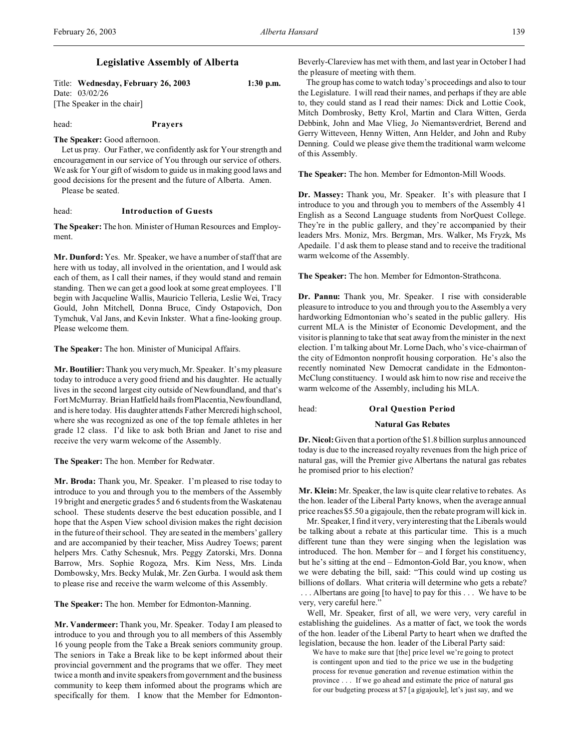# Legislative Assembly of Alberta

Title: **Wednesday, February 26, 2003** 1:30 p.m.
Date: 03/02/26
[The Speaker in the chair]

head: **Prayers**

**The Speaker:** Good afternoon.

Let us pray. Our Father, we confidently ask for Your strength and encouragement in our service of You through our service of others. We ask for Your gift of wisdom to guide us in making good laws and good decisions for the present and the future of Alberta. Amen.

Please be seated.

head: **Introduction of Guests**

**The Speaker:** The hon. Minister of Human Resources and Employment.

**Mr. Dunford:** Yes. Mr. Speaker, we have a number of staff that are here with us today, all involved in the orientation, and I would ask each of them, as I call their names, if they would stand and remain standing. Then we can get a good look at some great employees. I'll begin with Jacqueline Wallis, Mauricio Telleria, Leslie Wei, Tracy Gould, John Mitchell, Donna Bruce, Cindy Ostapovich, Don Tymchuk, Val Jans, and Kevin Inkster. What a fine-looking group. Please welcome them.

**The Speaker:** The hon. Minister of Municipal Affairs.

**Mr. Boutilier:** Thank you very much, Mr. Speaker. It's my pleasure today to introduce a very good friend and his daughter. He actually lives in the second largest city outside of Newfoundland, and that's Fort McMurray. Brian Hatfield hails from Placentia, Newfoundland, and is here today. His daughter attends Father Mercredi high school, where she was recognized as one of the top female athletes in her grade 12 class. I'd like to ask both Brian and Janet to rise and receive the very warm welcome of the Assembly.

**The Speaker:** The hon. Member for Redwater.

**Mr. Broda:** Thank you, Mr. Speaker. I'm pleased to rise today to introduce to you and through you to the members of the Assembly 19 bright and energetic grades 5 and 6 students from the Waskatenau school. These students deserve the best education possible, and I hope that the Aspen View school division makes the right decision in the future of their school. They are seated in the members' gallery and are accompanied by their teacher, Miss Audrey Toews; parent helpers Mrs. Cathy Schesnuk, Mrs. Peggy Zatorski, Mrs. Donna Barrow, Mrs. Sophie Rogoza, Mrs. Kim Ness, Mrs. Linda Dombowsky, Mrs. Becky Mulak, Mr. Zen Gurba. I would ask them to please rise and receive the warm welcome of this Assembly.

**The Speaker:** The hon. Member for Edmonton-Manning.

**Mr. Vandermeer:** Thank you, Mr. Speaker. Today I am pleased to introduce to you and through you to all members of this Assembly 16 young people from the Take a Break seniors community group. The seniors in Take a Break like to be kept informed about their provincial government and the programs that we offer. They meet twice a month and invite speakers from government and the business community to keep them informed about the programs which are specifically for them. I know that the Member for Edmonton-Beverly-Clareview has met with them, and last year in October I had the pleasure of meeting with them.

The group has come to watch today's proceedings and also to tour the Legislature. I will read their names, and perhaps if they are able to, they could stand as I read their names: Dick and Lottie Cook, Mitch Dombrosky, Betty Krol, Martin and Clara Witten, Gerda Debbink, John and Mae Vlieg, Jo Niemantsverdriet, Berend and Gerry Witteveen, Henny Witten, Ann Helder, and John and Ruby Denning. Could we please give them the traditional warm welcome of this Assembly.

**The Speaker:** The hon. Member for Edmonton-Mill Woods.

**Dr. Massey:** Thank you, Mr. Speaker. It's with pleasure that I introduce to you and through you to members of the Assembly 41 English as a Second Language students from NorQuest College. They're in the public gallery, and they're accompanied by their leaders Mrs. Moniz, Mrs. Bergman, Mrs. Walker, Ms Fryzk, Ms Apedaile. I'd ask them to please stand and to receive the traditional warm welcome of the Assembly.

**The Speaker:** The hon. Member for Edmonton-Strathcona.

**Dr. Pannu:** Thank you, Mr. Speaker. I rise with considerable pleasure to introduce to you and through you to the Assembly a very hardworking Edmontonian who's seated in the public gallery. His current MLA is the Minister of Economic Development, and the visitor is planning to take that seat away from the minister in the next election. I'm talking about Mr. Lorne Dach, who's vice-chairman of the city of Edmonton nonprofit housing corporation. He's also the recently nominated New Democrat candidate in the Edmonton-McClung constituency. I would ask him to now rise and receive the warm welcome of the Assembly, including his MLA.

head: **Oral Question Period**

### Natural Gas Rebates

**Dr. Nicol:** Given that a portion of the $1.8 billion surplus announced today is due to the increased royalty revenues from the high price of natural gas, will the Premier give Albertans the natural gas rebates he promised prior to his election?

**Mr. Klein:** Mr. Speaker, the law is quite clear relative to rebates. As the hon. leader of the Liberal Party knows, when the average annual price reaches $5.50 a gigajoule, then the rebate program will kick in.

Mr. Speaker, I find it very, very interesting that the Liberals would be talking about a rebate at this particular time. This is a much different tune than they were singing when the legislation was introduced. The hon. Member for – and I forget his constituency, but he's sitting at the end – Edmonton-Gold Bar, you know, when we were debating the bill, said: "This could wind up costing us billions of dollars. What criteria will determine who gets a rebate? . . . Albertans are going [to have] to pay for this . . . We have to be very, very careful here."

Well, Mr. Speaker, first of all, we were very, very careful in establishing the guidelines. As a matter of fact, we took the words of the hon. leader of the Liberal Party to heart when we drafted the legislation, because the hon. leader of the Liberal Party said:

> We have to make sure that [the] price level we're going to protect is contingent upon and tied to the price we use in the budgeting process for revenue generation and revenue estimation within the province . . . If we go ahead and estimate the price of natural gas for our budgeting process at $7 [a gigajoule], let's just say, and we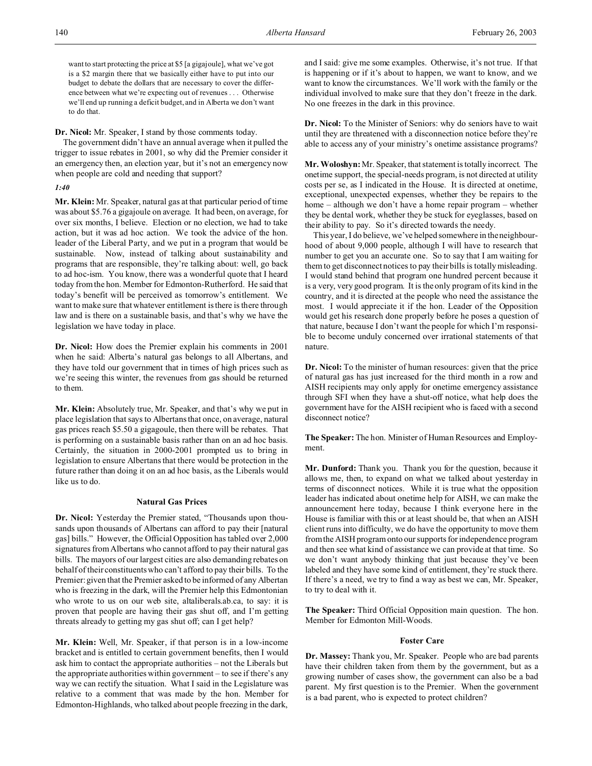> want to start protecting the price at $5 [a gigajoule], what we've got is a $2 margin there that we basically either have to put into our budget to debate the dollars that are necessary to cover the difference between what we're expecting out of revenues . . . Otherwise we'll end up running a deficit budget, and in Alberta we don't want to do that.

**Dr. Nicol:** Mr. Speaker, I stand by those comments today.

The government didn't have an annual average when it pulled the trigger to issue rebates in 2001, so why did the Premier consider it an emergency then, an election year, but it's not an emergency now when people are cold and needing that support?

*1:40*

**Mr. Klein:** Mr. Speaker, natural gas at that particular period of time was about $5.76 a gigajoule on average. It had been, on average, for over six months, I believe. Election or no election, we had to take action, but it was ad hoc action. We took the advice of the hon. leader of the Liberal Party, and we put in a program that would be sustainable. Now, instead of talking about sustainability and programs that are responsible, they're talking about: well, go back to ad hoc-ism. You know, there was a wonderful quote that I heard today from the hon. Member for Edmonton-Rutherford. He said that today's benefit will be perceived as tomorrow's entitlement. We want to make sure that whatever entitlement is there is there through law and is there on a sustainable basis, and that's why we have the legislation we have today in place.

**Dr. Nicol:** How does the Premier explain his comments in 2001 when he said: Alberta's natural gas belongs to all Albertans, and they have told our government that in times of high prices such as we're seeing this winter, the revenues from gas should be returned to them.

**Mr. Klein:** Absolutely true, Mr. Speaker, and that's why we put in place legislation that says to Albertans that once, on average, natural gas prices reach $5.50 a gigagoule, then there will be rebates. That is performing on a sustainable basis rather than on an ad hoc basis. Certainly, the situation in 2000-2001 prompted us to bring in legislation to ensure Albertans that there would be protection in the future rather than doing it on an ad hoc basis, as the Liberals would like us to do.

### Natural Gas Prices

**Dr. Nicol:** Yesterday the Premier stated, "Thousands upon thousands upon thousands of Albertans can afford to pay their [natural gas] bills." However, the Official Opposition has tabled over 2,000 signatures from Albertans who cannot afford to pay their natural gas bills. The mayors of our largest cities are also demanding rebates on behalf of their constituents who can't afford to pay their bills. To the Premier: given that the Premier asked to be informed of any Albertan who is freezing in the dark, will the Premier help this Edmontonian who wrote to us on our web site, altaliberals.ab.ca, to say: it is proven that people are having their gas shut off, and I'm getting threats already to getting my gas shut off; can I get help?

**Mr. Klein:** Well, Mr. Speaker, if that person is in a low-income bracket and is entitled to certain government benefits, then I would ask him to contact the appropriate authorities – not the Liberals but the appropriate authorities within government – to see if there's any way we can rectify the situation. What I said in the Legislature was relative to a comment that was made by the hon. Member for Edmonton-Highlands, who talked about people freezing in the dark, and I said: give me some examples. Otherwise, it's not true. If that is happening or if it's about to happen, we want to know, and we want to know the circumstances. We'll work with the family or the individual involved to make sure that they don't freeze in the dark. No one freezes in the dark in this province.

**Dr. Nicol:** To the Minister of Seniors: why do seniors have to wait until they are threatened with a disconnection notice before they're able to access any of your ministry's onetime assistance programs?

**Mr. Woloshyn:** Mr. Speaker, that statement is totally incorrect. The onetime support, the special-needs program, is not directed at utility costs per se, as I indicated in the House. It is directed at onetime, exceptional, unexpected expenses, whether they be repairs to the home – although we don't have a home repair program – whether they be dental work, whether they be stuck for eyeglasses, based on their ability to pay. So it's directed towards the needy.

This year, I do believe, we've helped somewhere in the neighbourhood of about 9,000 people, although I will have to research that number to get you an accurate one. So to say that I am waiting for them to get disconnect notices to pay their bills is totally misleading. I would stand behind that program one hundred percent because it is a very, very good program. It is the only program of its kind in the country, and it is directed at the people who need the assistance the most. I would appreciate it if the hon. Leader of the Opposition would get his research done properly before he poses a question of that nature, because I don't want the people for which I'm responsible to become unduly concerned over irrational statements of that nature.

**Dr. Nicol:** To the minister of human resources: given that the price of natural gas has just increased for the third month in a row and AISH recipients may only apply for onetime emergency assistance through SFI when they have a shut-off notice, what help does the government have for the AISH recipient who is faced with a second disconnect notice?

**The Speaker:** The hon. Minister of Human Resources and Employment.

**Mr. Dunford:** Thank you. Thank you for the question, because it allows me, then, to expand on what we talked about yesterday in terms of disconnect notices. While it is true what the opposition leader has indicated about onetime help for AISH, we can make the announcement here today, because I think everyone here in the House is familiar with this or at least should be, that when an AISH client runs into difficulty, we do have the opportunity to move them from the AISH program onto our supports for independence program and then see what kind of assistance we can provide at that time. So we don't want anybody thinking that just because they've been labeled and they have some kind of entitlement, they're stuck there. If there's a need, we try to find a way as best we can, Mr. Speaker, to try to deal with it.

**The Speaker:** Third Official Opposition main question. The hon. Member for Edmonton Mill-Woods.

### Foster Care

**Dr. Massey:** Thank you, Mr. Speaker. People who are bad parents have their children taken from them by the government, but as a growing number of cases show, the government can also be a bad parent. My first question is to the Premier. When the government is a bad parent, who is expected to protect children?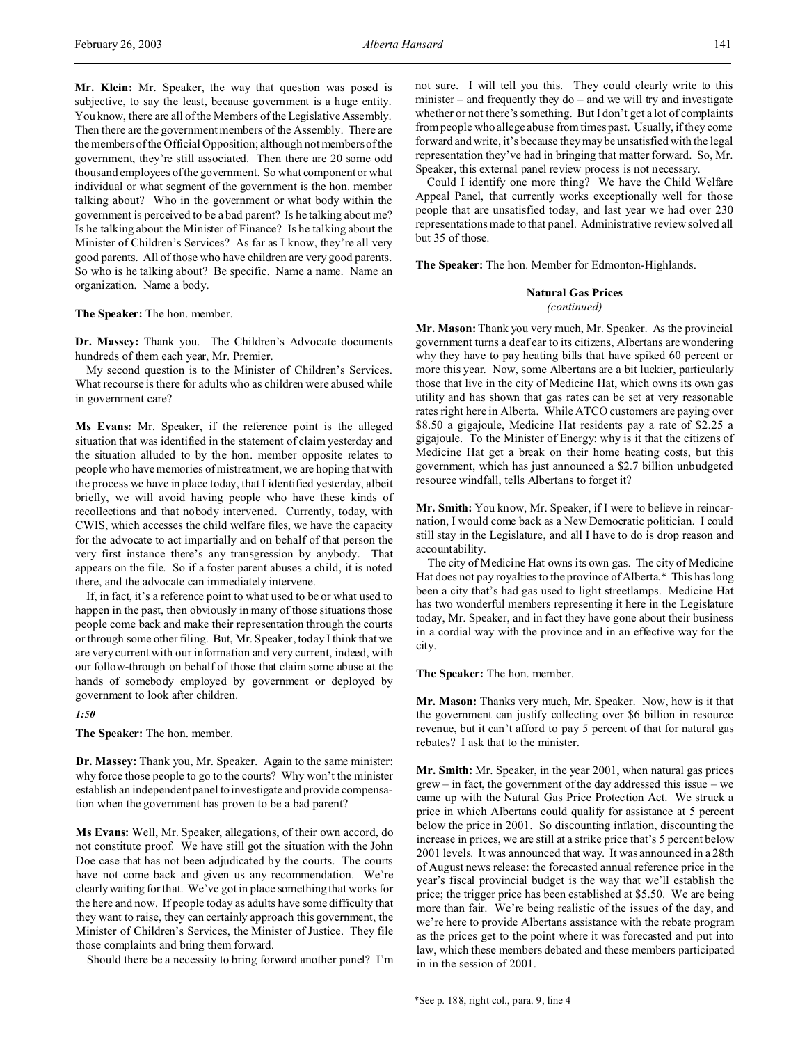**Mr. Klein:** Mr. Speaker, the way that question was posed is subjective, to say the least, because government is a huge entity. You know, there are all of the Members of the Legislative Assembly. Then there are the government members of the Assembly. There are the members of the Official Opposition; although not members of the government, they're still associated. Then there are 20 some odd thousand employees of the government. So what component or what individual or what segment of the government is the hon. member talking about? Who in the government or what body within the government is perceived to be a bad parent? Is he talking about me? Is he talking about the Minister of Finance? Is he talking about the Minister of Children's Services? As far as I know, they're all very good parents. All of those who have children are very good parents. So who is he talking about? Be specific. Name a name. Name an organization. Name a body.

**The Speaker:** The hon. member.

**Dr. Massey:** Thank you. The Children's Advocate documents hundreds of them each year, Mr. Premier.

My second question is to the Minister of Children's Services. What recourse is there for adults who as children were abused while in government care?

**Ms Evans:** Mr. Speaker, if the reference point is the alleged situation that was identified in the statement of claim yesterday and the situation alluded to by the hon. member opposite relates to people who have memories of mistreatment, we are hoping that with the process we have in place today, that I identified yesterday, albeit briefly, we will avoid having people who have these kinds of recollections and that nobody intervened. Currently, today, with CWIS, which accesses the child welfare files, we have the capacity for the advocate to act impartially and on behalf of that person the very first instance there's any transgression by anybody. That appears on the file. So if a foster parent abuses a child, it is noted there, and the advocate can immediately intervene.

If, in fact, it's a reference point to what used to be or what used to happen in the past, then obviously in many of those situations those people come back and make their representation through the courts or through some other filing. But, Mr. Speaker, today I think that we are very current with our information and very current, indeed, with our follow-through on behalf of those that claim some abuse at the hands of somebody employed by government or deployed by government to look after children.

*1:50*

**The Speaker:** The hon. member.

**Dr. Massey:** Thank you, Mr. Speaker. Again to the same minister: why force those people to go to the courts? Why won't the minister establish an independent panel to investigate and provide compensation when the government has proven to be a bad parent?

**Ms Evans:** Well, Mr. Speaker, allegations, of their own accord, do not constitute proof. We have still got the situation with the John Doe case that has not been adjudicated by the courts. The courts have not come back and given us any recommendation. We're clearly waiting for that. We've got in place something that works for the here and now. If people today as adults have some difficulty that they want to raise, they can certainly approach this government, the Minister of Children's Services, the Minister of Justice. They file those complaints and bring them forward.

Should there be a necessity to bring forward another panel? I'm not sure. I will tell you this. They could clearly write to this minister – and frequently they do – and we will try and investigate whether or not there's something. But I don't get a lot of complaints from people who allege abuse from times past. Usually, if they come forward and write, it's because they may be unsatisfied with the legal representation they've had in bringing that matter forward. So, Mr. Speaker, this external panel review process is not necessary.

Could I identify one more thing? We have the Child Welfare Appeal Panel, that currently works exceptionally well for those people that are unsatisfied today, and last year we had over 230 representations made to that panel. Administrative review solved all but 35 of those.

**The Speaker:** The hon. Member for Edmonton-Highlands.

### Natural Gas Prices
*(continued)*

**Mr. Mason:** Thank you very much, Mr. Speaker. As the provincial government turns a deaf ear to its citizens, Albertans are wondering why they have to pay heating bills that have spiked 60 percent or more this year. Now, some Albertans are a bit luckier, particularly those that live in the city of Medicine Hat, which owns its own gas utility and has shown that gas rates can be set at very reasonable rates right here in Alberta. While ATCO customers are paying over $8.50 a gigajoule, Medicine Hat residents pay a rate of $2.25 a gigajoule. To the Minister of Energy: why is it that the citizens of Medicine Hat get a break on their home heating costs, but this government, which has just announced a $2.7 billion unbudgeted resource windfall, tells Albertans to forget it?

**Mr. Smith:** You know, Mr. Speaker, if I were to believe in reincarnation, I would come back as a New Democratic politician. I could still stay in the Legislature, and all I have to do is drop reason and accountability.

The city of Medicine Hat owns its own gas. The city of Medicine Hat does not pay royalties to the province of Alberta.* This has long been a city that's had gas used to light streetlamps. Medicine Hat has two wonderful members representing it here in the Legislature today, Mr. Speaker, and in fact they have gone about their business in a cordial way with the province and in an effective way for the city.

**The Speaker:** The hon. member.

**Mr. Mason:** Thanks very much, Mr. Speaker. Now, how is it that the government can justify collecting over $6 billion in resource revenue, but it can't afford to pay 5 percent of that for natural gas rebates? I ask that to the minister.

**Mr. Smith:** Mr. Speaker, in the year 2001, when natural gas prices grew – in fact, the government of the day addressed this issue – we came up with the Natural Gas Price Protection Act. We struck a price in which Albertans could qualify for assistance at 5 percent below the price in 2001. So discounting inflation, discounting the increase in prices, we are still at a strike price that's 5 percent below 2001 levels. It was announced that way. It was announced in a 28th of August news release: the forecasted annual reference price in the year's fiscal provincial budget is the way that we'll establish the price; the trigger price has been established at $5.50. We are being more than fair. We're being realistic of the issues of the day, and we're here to provide Albertans assistance with the rebate program as the prices get to the point where it was forecasted and put into law, which these members debated and these members participated in in the session of 2001.

*See p. 188, right col., para. 9, line 4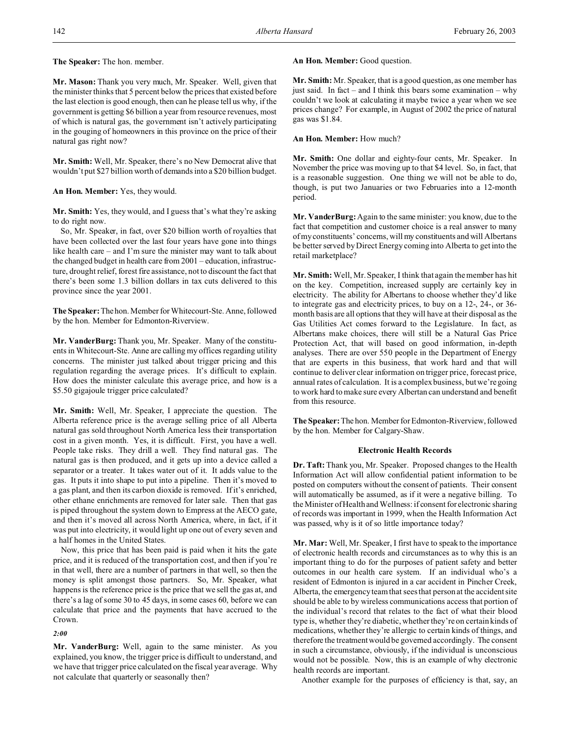**The Speaker:** The hon. member.

**Mr. Mason:** Thank you very much, Mr. Speaker. Well, given that the minister thinks that 5 percent below the prices that existed before the last election is good enough, then can he please tell us why, if the government is getting $6 billion a year from resource revenues, most of which is natural gas, the government isn't actively participating in the gouging of homeowners in this province on the price of their natural gas right now?

**Mr. Smith:** Well, Mr. Speaker, there's no New Democrat alive that wouldn't put $27 billion worth of demands into a $20 billion budget.

**An Hon. Member:** Yes, they would.

**Mr. Smith:** Yes, they would, and I guess that's what they're asking to do right now.

So, Mr. Speaker, in fact, over $20 billion worth of royalties that have been collected over the last four years have gone into things like health care – and I'm sure the minister may want to talk about the changed budget in health care from 2001 – education, infrastructure, drought relief, forest fire assistance, not to discount the fact that there's been some 1.3 billion dollars in tax cuts delivered to this province since the year 2001.

**The Speaker:** The hon. Member for Whitecourt-Ste. Anne, followed by the hon. Member for Edmonton-Riverview.

**Mr. VanderBurg:** Thank you, Mr. Speaker. Many of the constituents in Whitecourt-Ste. Anne are calling my offices regarding utility concerns. The minister just talked about trigger pricing and this regulation regarding the average prices. It's difficult to explain. How does the minister calculate this average price, and how is a $5.50 gigajoule trigger price calculated?

**Mr. Smith:** Well, Mr. Speaker, I appreciate the question. The Alberta reference price is the average selling price of all Alberta natural gas sold throughout North America less their transportation cost in a given month. Yes, it is difficult. First, you have a well. People take risks. They drill a well. They find natural gas. The natural gas is then produced, and it gets up into a device called a separator or a treater. It takes water out of it. It adds value to the gas. It puts it into shape to put into a pipeline. Then it's moved to a gas plant, and then its carbon dioxide is removed. If it's enriched, other ethane enrichments are removed for later sale. Then that gas is piped throughout the system down to Empress at the AECO gate, and then it's moved all across North America, where, in fact, if it was put into electricity, it would light up one out of every seven and a half homes in the United States.

Now, this price that has been paid is paid when it hits the gate price, and it is reduced of the transportation cost, and then if you're in that well, there are a number of partners in that well, so then the money is split amongst those partners. So, Mr. Speaker, what happens is the reference price is the price that we sell the gas at, and there's a lag of some 30 to 45 days, in some cases 60, before we can calculate that price and the payments that have accrued to the Crown.

*2:00*

**Mr. VanderBurg:** Well, again to the same minister. As you explained, you know, the trigger price is difficult to understand, and we have that trigger price calculated on the fiscal year average. Why not calculate that quarterly or seasonally then?

**An Hon. Member:** Good question.

**Mr. Smith:** Mr. Speaker, that is a good question, as one member has just said. In fact – and I think this bears some examination – why couldn't we look at calculating it maybe twice a year when we see prices change? For example, in August of 2002 the price of natural gas was $1.84.

**An Hon. Member:** How much?

**Mr. Smith:** One dollar and eighty-four cents, Mr. Speaker. In November the price was moving up to that $4 level. So, in fact, that is a reasonable suggestion. One thing we will not be able to do, though, is put two Januaries or two Februaries into a 12-month period.

**Mr. VanderBurg:** Again to the same minister: you know, due to the fact that competition and customer choice is a real answer to many of my constituents' concerns, will my constituents and will Albertans be better served by Direct Energy coming into Alberta to get into the retail marketplace?

**Mr. Smith:** Well, Mr. Speaker, I think that again the member has hit on the key. Competition, increased supply are certainly key in electricity. The ability for Albertans to choose whether they'd like to integrate gas and electricity prices, to buy on a 12-, 24-, or 36-month basis are all options that they will have at their disposal as the Gas Utilities Act comes forward to the Legislature. In fact, as Albertans make choices, there will still be a Natural Gas Price Protection Act, that will based on good information, in-depth analyses. There are over 550 people in the Department of Energy that are experts in this business, that work hard and that will continue to deliver clear information on trigger price, forecast price, annual rates of calculation. It is a complex business, but we're going to work hard to make sure every Albertan can understand and benefit from this resource.

**The Speaker:** The hon. Member for Edmonton-Riverview, followed by the hon. Member for Calgary-Shaw.

### Electronic Health Records

**Dr. Taft:** Thank you, Mr. Speaker. Proposed changes to the Health Information Act will allow confidential patient information to be posted on computers without the consent of patients. Their consent will automatically be assumed, as if it were a negative billing. To the Minister of Health and Wellness: if consent for electronic sharing of records was important in 1999, when the Health Information Act was passed, why is it of so little importance today?

**Mr. Mar:** Well, Mr. Speaker, I first have to speak to the importance of electronic health records and circumstances as to why this is an important thing to do for the purposes of patient safety and better outcomes in our health care system. If an individual who's a resident of Edmonton is injured in a car accident in Pincher Creek, Alberta, the emergency team that sees that person at the accident site should be able to by wireless communications access that portion of the individual's record that relates to the fact of what their blood type is, whether they're diabetic, whether they're on certain kinds of medications, whether they're allergic to certain kinds of things, and therefore the treatment would be governed accordingly. The consent in such a circumstance, obviously, if the individual is unconscious would not be possible. Now, this is an example of why electronic health records are important.

Another example for the purposes of efficiency is that, say, an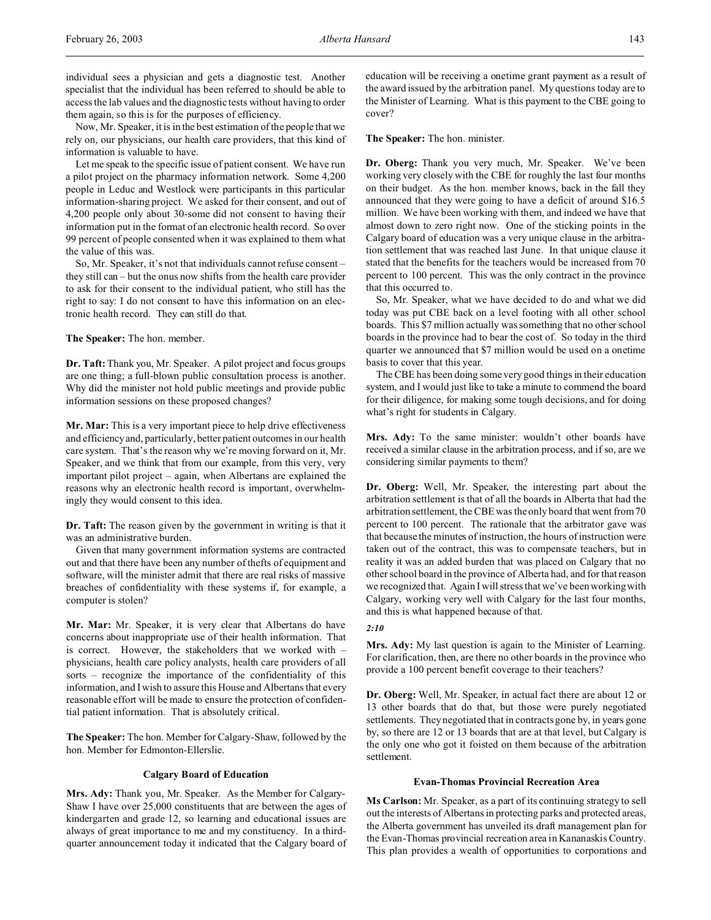individual sees a physician and gets a diagnostic test. Another specialist that the individual has been referred to should be able to access the lab values and the diagnostic tests without having to order them again, so this is for the purposes of efficiency.

Now, Mr. Speaker, it is in the best estimation of the people that we rely on, our physicians, our health care providers, that this kind of information is valuable to have.

Let me speak to the specific issue of patient consent. We have run a pilot project on the pharmacy information network. Some 4,200 people in Leduc and Westlock were participants in this particular information-sharing project. We asked for their consent, and out of 4,200 people only about 30-some did not consent to having their information put in the format of an electronic health record. So over 99 percent of people consented when it was explained to them what the value of this was.

So, Mr. Speaker, it's not that individuals cannot refuse consent – they still can – but the onus now shifts from the health care provider to ask for their consent to the individual patient, who still has the right to say: I do not consent to have this information on an electronic health record. They can still do that.

**The Speaker:** The hon. member.

**Dr. Taft:** Thank you, Mr. Speaker. A pilot project and focus groups are one thing; a full-blown public consultation process is another. Why did the minister not hold public meetings and provide public information sessions on these proposed changes?

**Mr. Mar:** This is a very important piece to help drive effectiveness and efficiency and, particularly, better patient outcomes in our health care system. That's the reason why we're moving forward on it, Mr. Speaker, and we think that from our example, from this very, very important pilot project – again, when Albertans are explained the reasons why an electronic health record is important, overwhelmingly they would consent to this idea.

**Dr. Taft:** The reason given by the government in writing is that it was an administrative burden.

Given that many government information systems are contracted out and that there have been any number of thefts of equipment and software, will the minister admit that there are real risks of massive breaches of confidentiality with these systems if, for example, a computer is stolen?

**Mr. Mar:** Mr. Speaker, it is very clear that Albertans do have concerns about inappropriate use of their health information. That is correct. However, the stakeholders that we worked with – physicians, health care policy analysts, health care providers of all sorts – recognize the importance of the confidentiality of this information, and I wish to assure this House and Albertans that every reasonable effort will be made to ensure the protection of confidential patient information. That is absolutely critical.

**The Speaker:** The hon. Member for Calgary-Shaw, followed by the hon. Member for Edmonton-Ellerslie.

### Calgary Board of Education

**Mrs. Ady:** Thank you, Mr. Speaker. As the Member for Calgary-Shaw I have over 25,000 constituents that are between the ages of kindergarten and grade 12, so learning and educational issues are always of great importance to me and my constituency. In a third-quarter announcement today it indicated that the Calgary board of education will be receiving a onetime grant payment as a result of the award issued by the arbitration panel. My questions today are to the Minister of Learning. What is this payment to the CBE going to cover?

**The Speaker:** The hon. minister.

**Dr. Oberg:** Thank you very much, Mr. Speaker. We've been working very closely with the CBE for roughly the last four months on their budget. As the hon. member knows, back in the fall they announced that they were going to have a deficit of around $16.5 million. We have been working with them, and indeed we have that almost down to zero right now. One of the sticking points in the Calgary board of education was a very unique clause in the arbitration settlement that was reached last June. In that unique clause it stated that the benefits for the teachers would be increased from 70 percent to 100 percent. This was the only contract in the province that this occurred to.

So, Mr. Speaker, what we have decided to do and what we did today was put CBE back on a level footing with all other school boards. This $7 million actually was something that no other school boards in the province had to bear the cost of. So today in the third quarter we announced that $7 million would be used on a onetime basis to cover that this year.

The CBE has been doing some very good things in their education system, and I would just like to take a minute to commend the board for their diligence, for making some tough decisions, and for doing what's right for students in Calgary.

**Mrs. Ady:** To the same minister: wouldn't other boards have received a similar clause in the arbitration process, and if so, are we considering similar payments to them?

**Dr. Oberg:** Well, Mr. Speaker, the interesting part about the arbitration settlement is that of all the boards in Alberta that had the arbitration settlement, the CBE was the only board that went from 70 percent to 100 percent. The rationale that the arbitrator gave was that because the minutes of instruction, the hours of instruction were taken out of the contract, this was to compensate teachers, but in reality it was an added burden that was placed on Calgary that no other school board in the province of Alberta had, and for that reason we recognized that. Again I will stress that we've been working with Calgary, working very well with Calgary for the last four months, and this is what happened because of that.

*2:10*

**Mrs. Ady:** My last question is again to the Minister of Learning. For clarification, then, are there no other boards in the province who provide a 100 percent benefit coverage to their teachers?

**Dr. Oberg:** Well, Mr. Speaker, in actual fact there are about 12 or 13 other boards that do that, but those were purely negotiated settlements. They negotiated that in contracts gone by, in years gone by, so there are 12 or 13 boards that are at that level, but Calgary is the only one who got it foisted on them because of the arbitration settlement.

### Evan-Thomas Provincial Recreation Area

**Ms Carlson:** Mr. Speaker, as a part of its continuing strategy to sell out the interests of Albertans in protecting parks and protected areas, the Alberta government has unveiled its draft management plan for the Evan-Thomas provincial recreation area in Kananaskis Country. This plan provides a wealth of opportunities to corporations and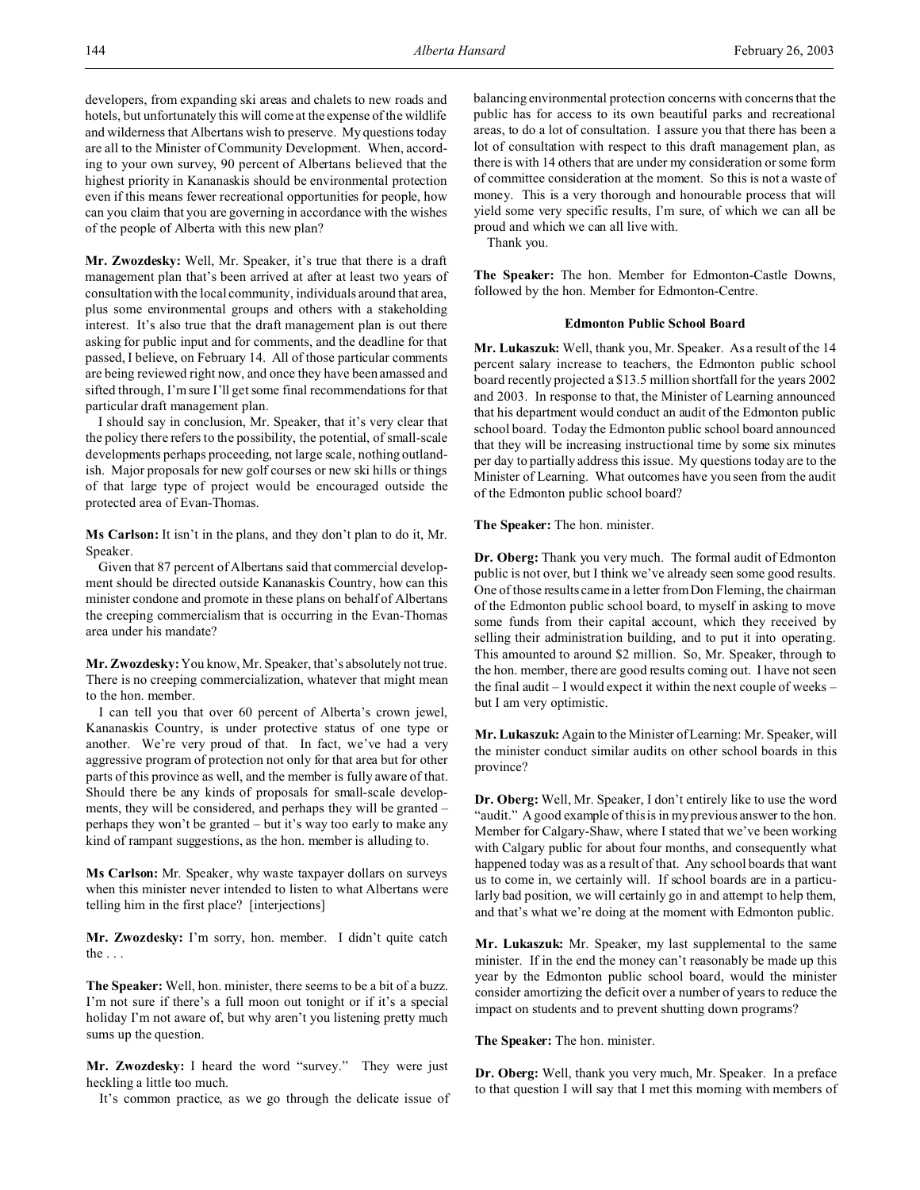developers, from expanding ski areas and chalets to new roads and hotels, but unfortunately this will come at the expense of the wildlife and wilderness that Albertans wish to preserve. My questions today are all to the Minister of Community Development. When, according to your own survey, 90 percent of Albertans believed that the highest priority in Kananaskis should be environmental protection even if this means fewer recreational opportunities for people, how can you claim that you are governing in accordance with the wishes of the people of Alberta with this new plan?

**Mr. Zwozdesky:** Well, Mr. Speaker, it's true that there is a draft management plan that's been arrived at after at least two years of consultation with the local community, individuals around that area, plus some environmental groups and others with a stakeholding interest. It's also true that the draft management plan is out there asking for public input and for comments, and the deadline for that passed, I believe, on February 14. All of those particular comments are being reviewed right now, and once they have been amassed and sifted through, I'm sure I'll get some final recommendations for that particular draft management plan.

I should say in conclusion, Mr. Speaker, that it's very clear that the policy there refers to the possibility, the potential, of small-scale developments perhaps proceeding, not large scale, nothing outlandish. Major proposals for new golf courses or new ski hills or things of that large type of project would be encouraged outside the protected area of Evan-Thomas.

**Ms Carlson:** It isn't in the plans, and they don't plan to do it, Mr. Speaker.

Given that 87 percent of Albertans said that commercial development should be directed outside Kananaskis Country, how can this minister condone and promote in these plans on behalf of Albertans the creeping commercialism that is occurring in the Evan-Thomas area under his mandate?

**Mr. Zwozdesky:** You know, Mr. Speaker, that's absolutely not true. There is no creeping commercialization, whatever that might mean to the hon. member.

I can tell you that over 60 percent of Alberta's crown jewel, Kananaskis Country, is under protective status of one type or another. We're very proud of that. In fact, we've had a very aggressive program of protection not only for that area but for other parts of this province as well, and the member is fully aware of that. Should there be any kinds of proposals for small-scale developments, they will be considered, and perhaps they will be granted – perhaps they won't be granted – but it's way too early to make any kind of rampant suggestions, as the hon. member is alluding to.

**Ms Carlson:** Mr. Speaker, why waste taxpayer dollars on surveys when this minister never intended to listen to what Albertans were telling him in the first place? [interjections]

**Mr. Zwozdesky:** I'm sorry, hon. member. I didn't quite catch the . . .

**The Speaker:** Well, hon. minister, there seems to be a bit of a buzz. I'm not sure if there's a full moon out tonight or if it's a special holiday I'm not aware of, but why aren't you listening pretty much sums up the question.

**Mr. Zwozdesky:** I heard the word "survey." They were just heckling a little too much.

It's common practice, as we go through the delicate issue of balancing environmental protection concerns with concerns that the public has for access to its own beautiful parks and recreational areas, to do a lot of consultation. I assure you that there has been a lot of consultation with respect to this draft management plan, as there is with 14 others that are under my consideration or some form of committee consideration at the moment. So this is not a waste of money. This is a very thorough and honourable process that will yield some very specific results, I'm sure, of which we can all be proud and which we can all live with.

Thank you.

**The Speaker:** The hon. Member for Edmonton-Castle Downs, followed by the hon. Member for Edmonton-Centre.

### Edmonton Public School Board

**Mr. Lukaszuk:** Well, thank you, Mr. Speaker. As a result of the 14 percent salary increase to teachers, the Edmonton public school board recently projected a $13.5 million shortfall for the years 2002 and 2003. In response to that, the Minister of Learning announced that his department would conduct an audit of the Edmonton public school board. Today the Edmonton public school board announced that they will be increasing instructional time by some six minutes per day to partially address this issue. My questions today are to the Minister of Learning. What outcomes have you seen from the audit of the Edmonton public school board?

**The Speaker:** The hon. minister.

**Dr. Oberg:** Thank you very much. The formal audit of Edmonton public is not over, but I think we've already seen some good results. One of those results came in a letter from Don Fleming, the chairman of the Edmonton public school board, to myself in asking to move some funds from their capital account, which they received by selling their administration building, and to put it into operating. This amounted to around $2 million. So, Mr. Speaker, through to the hon. member, there are good results coming out. I have not seen the final audit – I would expect it within the next couple of weeks – but I am very optimistic.

**Mr. Lukaszuk:** Again to the Minister of Learning: Mr. Speaker, will the minister conduct similar audits on other school boards in this province?

**Dr. Oberg:** Well, Mr. Speaker, I don't entirely like to use the word "audit." A good example of this is in my previous answer to the hon. Member for Calgary-Shaw, where I stated that we've been working with Calgary public for about four months, and consequently what happened today was as a result of that. Any school boards that want us to come in, we certainly will. If school boards are in a particularly bad position, we will certainly go in and attempt to help them, and that's what we're doing at the moment with Edmonton public.

**Mr. Lukaszuk:** Mr. Speaker, my last supplemental to the same minister. If in the end the money can't reasonably be made up this year by the Edmonton public school board, would the minister consider amortizing the deficit over a number of years to reduce the impact on students and to prevent shutting down programs?

**The Speaker:** The hon. minister.

**Dr. Oberg:** Well, thank you very much, Mr. Speaker. In a preface to that question I will say that I met this morning with members of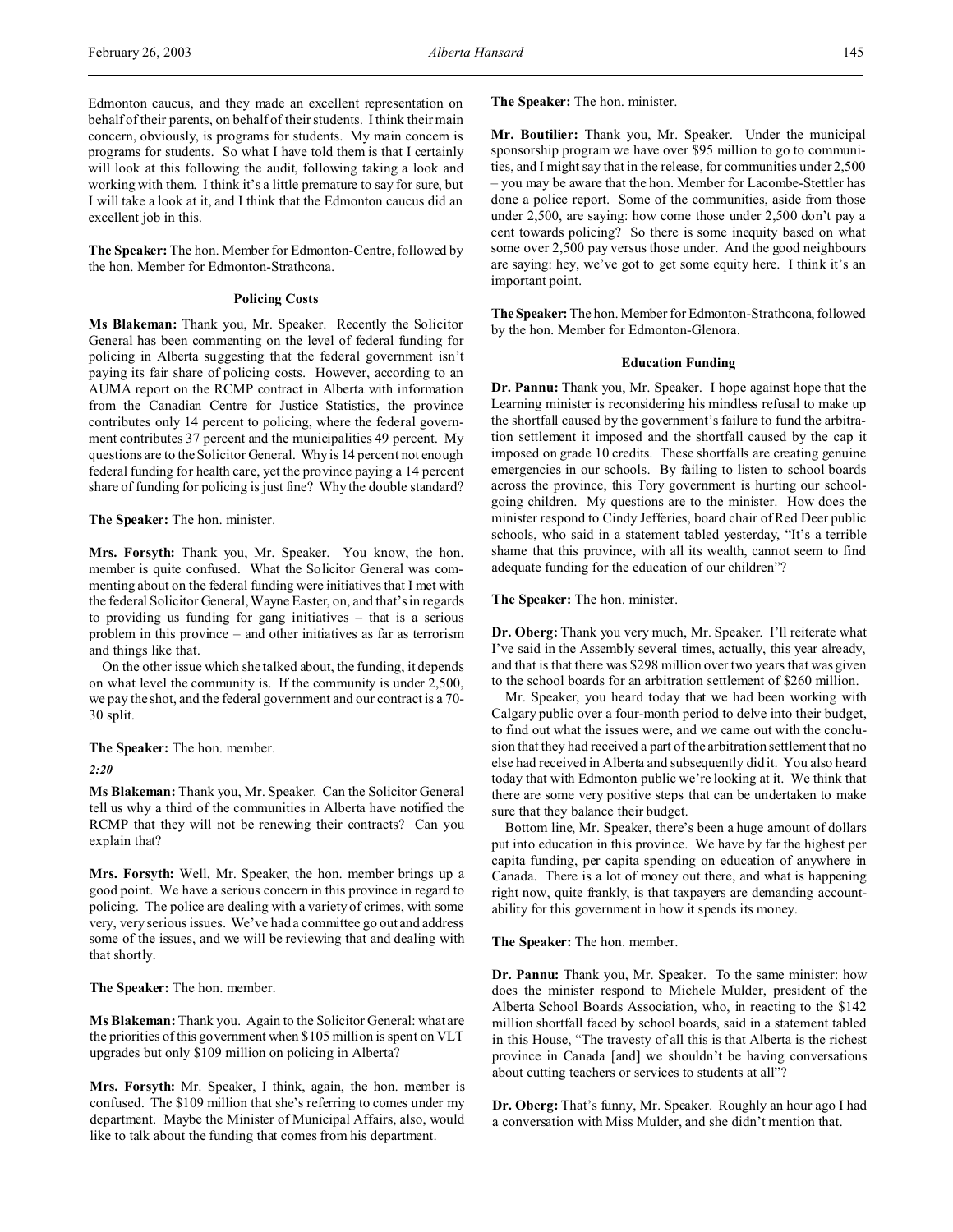Edmonton caucus, and they made an excellent representation on behalf of their parents, on behalf of their students. I think their main concern, obviously, is programs for students. My main concern is programs for students. So what I have told them is that I certainly will look at this following the audit, following taking a look and working with them. I think it's a little premature to say for sure, but I will take a look at it, and I think that the Edmonton caucus did an excellent job in this.

**The Speaker:** The hon. Member for Edmonton-Centre, followed by the hon. Member for Edmonton-Strathcona.

### Policing Costs

**Ms Blakeman:** Thank you, Mr. Speaker. Recently the Solicitor General has been commenting on the level of federal funding for policing in Alberta suggesting that the federal government isn't paying its fair share of policing costs. However, according to an AUMA report on the RCMP contract in Alberta with information from the Canadian Centre for Justice Statistics, the province contributes only 14 percent to policing, where the federal government contributes 37 percent and the municipalities 49 percent. My questions are to the Solicitor General. Why is 14 percent not enough federal funding for health care, yet the province paying a 14 percent share of funding for policing is just fine? Why the double standard?

**The Speaker:** The hon. minister.

**Mrs. Forsyth:** Thank you, Mr. Speaker. You know, the hon. member is quite confused. What the Solicitor General was commenting about on the federal funding were initiatives that I met with the federal Solicitor General, Wayne Easter, on, and that's in regards to providing us funding for gang initiatives – that is a serious problem in this province – and other initiatives as far as terrorism and things like that.

On the other issue which she talked about, the funding, it depends on what level the community is. If the community is under 2,500, we pay the shot, and the federal government and our contract is a 70-30 split.

**The Speaker:** The hon. member.

*2:20*

**Ms Blakeman:** Thank you, Mr. Speaker. Can the Solicitor General tell us why a third of the communities in Alberta have notified the RCMP that they will not be renewing their contracts? Can you explain that?

**Mrs. Forsyth:** Well, Mr. Speaker, the hon. member brings up a good point. We have a serious concern in this province in regard to policing. The police are dealing with a variety of crimes, with some very, very serious issues. We've had a committee go out and address some of the issues, and we will be reviewing that and dealing with that shortly.

**The Speaker:** The hon. member.

**Ms Blakeman:** Thank you. Again to the Solicitor General: what are the priorities of this government when $105 million is spent on VLT upgrades but only $109 million on policing in Alberta?

**Mrs. Forsyth:** Mr. Speaker, I think, again, the hon. member is confused. The $109 million that she's referring to comes under my department. Maybe the Minister of Municipal Affairs, also, would like to talk about the funding that comes from his department.

**The Speaker:** The hon. minister.

**Mr. Boutilier:** Thank you, Mr. Speaker. Under the municipal sponsorship program we have over $95 million to go to communities, and I might say that in the release, for communities under 2,500 – you may be aware that the hon. Member for Lacombe-Stettler has done a police report. Some of the communities, aside from those under 2,500, are saying: how come those under 2,500 don't pay a cent towards policing? So there is some inequity based on what some over 2,500 pay versus those under. And the good neighbours are saying: hey, we've got to get some equity here. I think it's an important point.

**The Speaker:** The hon. Member for Edmonton-Strathcona, followed by the hon. Member for Edmonton-Glenora.

### Education Funding

**Dr. Pannu:** Thank you, Mr. Speaker. I hope against hope that the Learning minister is reconsidering his mindless refusal to make up the shortfall caused by the government's failure to fund the arbitration settlement it imposed and the shortfall caused by the cap it imposed on grade 10 credits. These shortfalls are creating genuine emergencies in our schools. By failing to listen to school boards across the province, this Tory government is hurting our school-going children. My questions are to the minister. How does the minister respond to Cindy Jefferies, board chair of Red Deer public schools, who said in a statement tabled yesterday, "It's a terrible shame that this province, with all its wealth, cannot seem to find adequate funding for the education of our children"?

**The Speaker:** The hon. minister.

**Dr. Oberg:** Thank you very much, Mr. Speaker. I'll reiterate what I've said in the Assembly several times, actually, this year already, and that is that there was $298 million over two years that was given to the school boards for an arbitration settlement of $260 million.

Mr. Speaker, you heard today that we had been working with Calgary public over a four-month period to delve into their budget, to find out what the issues were, and we came out with the conclusion that they had received a part of the arbitration settlement that no else had received in Alberta and subsequently did it. You also heard today that with Edmonton public we're looking at it. We think that there are some very positive steps that can be undertaken to make sure that they balance their budget.

Bottom line, Mr. Speaker, there's been a huge amount of dollars put into education in this province. We have by far the highest per capita funding, per capita spending on education of anywhere in Canada. There is a lot of money out there, and what is happening right now, quite frankly, is that taxpayers are demanding accountability for this government in how it spends its money.

**The Speaker:** The hon. member.

**Dr. Pannu:** Thank you, Mr. Speaker. To the same minister: how does the minister respond to Michele Mulder, president of the Alberta School Boards Association, who, in reacting to the $142 million shortfall faced by school boards, said in a statement tabled in this House, "The travesty of all this is that Alberta is the richest province in Canada [and] we shouldn't be having conversations about cutting teachers or services to students at all"?

**Dr. Oberg:** That's funny, Mr. Speaker. Roughly an hour ago I had a conversation with Miss Mulder, and she didn't mention that.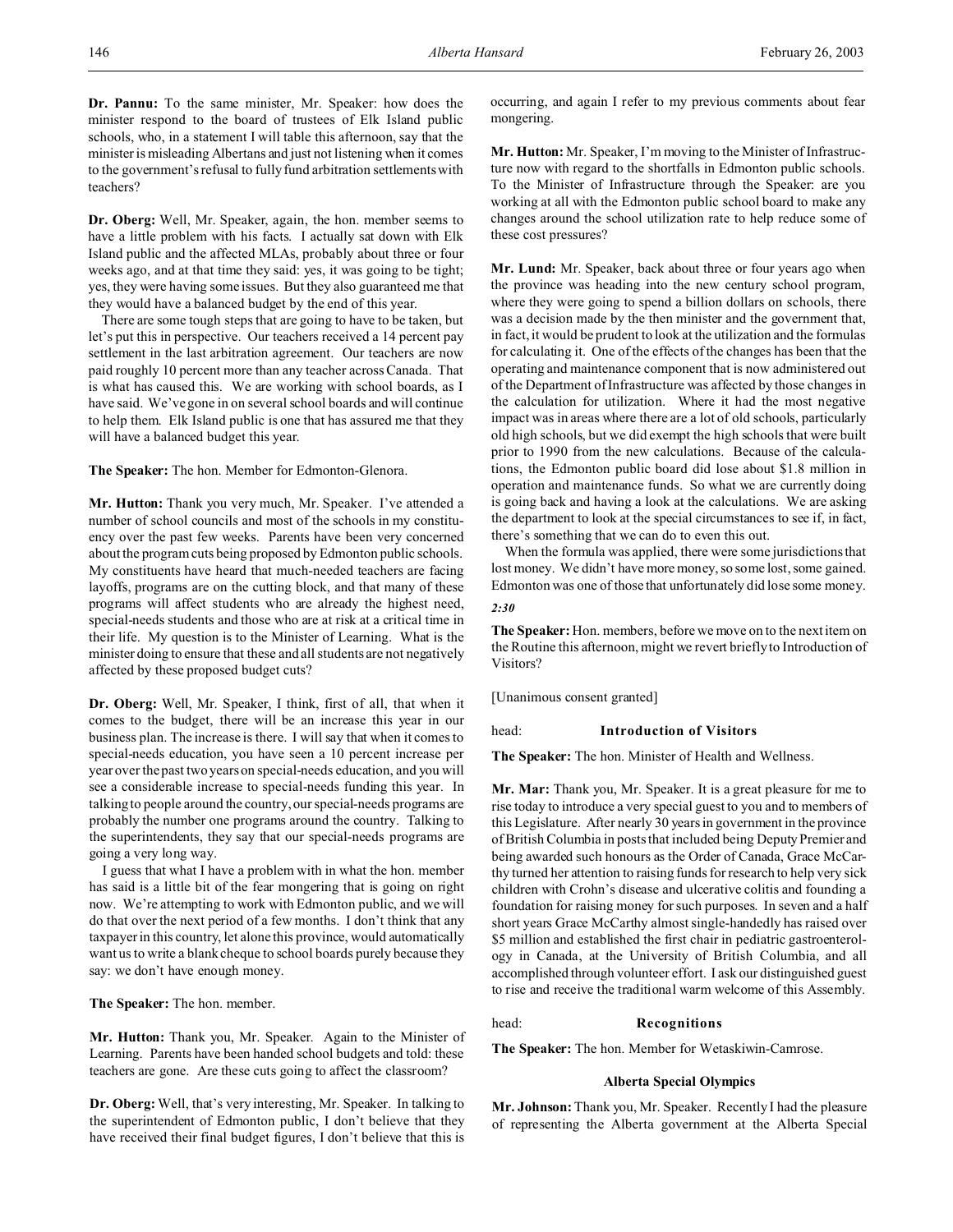**Dr. Pannu:** To the same minister, Mr. Speaker: how does the minister respond to the board of trustees of Elk Island public schools, who, in a statement I will table this afternoon, say that the minister is misleading Albertans and just not listening when it comes to the government's refusal to fully fund arbitration settlements with teachers?

**Dr. Oberg:** Well, Mr. Speaker, again, the hon. member seems to have a little problem with his facts. I actually sat down with Elk Island public and the affected MLAs, probably about three or four weeks ago, and at that time they said: yes, it was going to be tight; yes, they were having some issues. But they also guaranteed me that they would have a balanced budget by the end of this year.

There are some tough steps that are going to have to be taken, but let's put this in perspective. Our teachers received a 14 percent pay settlement in the last arbitration agreement. Our teachers are now paid roughly 10 percent more than any teacher across Canada. That is what has caused this. We are working with school boards, as I have said. We've gone in on several school boards and will continue to help them. Elk Island public is one that has assured me that they will have a balanced budget this year.

**The Speaker:** The hon. Member for Edmonton-Glenora.

**Mr. Hutton:** Thank you very much, Mr. Speaker. I've attended a number of school councils and most of the schools in my constituency over the past few weeks. Parents have been very concerned about the program cuts being proposed by Edmonton public schools. My constituents have heard that much-needed teachers are facing layoffs, programs are on the cutting block, and that many of these programs will affect students who are already the highest need, special-needs students and those who are at risk at a critical time in their life. My question is to the Minister of Learning. What is the minister doing to ensure that these and all students are not negatively affected by these proposed budget cuts?

**Dr. Oberg:** Well, Mr. Speaker, I think, first of all, that when it comes to the budget, there will be an increase this year in our business plan. The increase is there. I will say that when it comes to special-needs education, you have seen a 10 percent increase per year over the past two years on special-needs education, and you will see a considerable increase to special-needs funding this year. In talking to people around the country, our special-needs programs are probably the number one programs around the country. Talking to the superintendents, they say that our special-needs programs are going a very long way.

I guess that what I have a problem with in what the hon. member has said is a little bit of the fear mongering that is going on right now. We're attempting to work with Edmonton public, and we will do that over the next period of a few months. I don't think that any taxpayer in this country, let alone this province, would automatically want us to write a blank cheque to school boards purely because they say: we don't have enough money.

**The Speaker:** The hon. member.

**Mr. Hutton:** Thank you, Mr. Speaker. Again to the Minister of Learning. Parents have been handed school budgets and told: these teachers are gone. Are these cuts going to affect the classroom?

**Dr. Oberg:** Well, that's very interesting, Mr. Speaker. In talking to the superintendent of Edmonton public, I don't believe that they have received their final budget figures, I don't believe that this is occurring, and again I refer to my previous comments about fear mongering.

**Mr. Hutton:** Mr. Speaker, I'm moving to the Minister of Infrastructure now with regard to the shortfalls in Edmonton public schools. To the Minister of Infrastructure through the Speaker: are you working at all with the Edmonton public school board to make any changes around the school utilization rate to help reduce some of these cost pressures?

**Mr. Lund:** Mr. Speaker, back about three or four years ago when the province was heading into the new century school program, where they were going to spend a billion dollars on schools, there was a decision made by the then minister and the government that, in fact, it would be prudent to look at the utilization and the formulas for calculating it. One of the effects of the changes has been that the operating and maintenance component that is now administered out of the Department of Infrastructure was affected by those changes in the calculation for utilization. Where it had the most negative impact was in areas where there are a lot of old schools, particularly old high schools, but we did exempt the high schools that were built prior to 1990 from the new calculations. Because of the calculations, the Edmonton public board did lose about \$1.8 million in operation and maintenance funds. So what we are currently doing is going back and having a look at the calculations. We are asking the department to look at the special circumstances to see if, in fact, there's something that we can do to even this out.

When the formula was applied, there were some jurisdictions that lost money. We didn't have more money, so some lost, some gained. Edmonton was one of those that unfortunately did lose some money.

*2:30*

**The Speaker:** Hon. members, before we move on to the next item on the Routine this afternoon, might we revert briefly to Introduction of Visitors?

[Unanimous consent granted]

head: **Introduction of Visitors**

**The Speaker:** The hon. Minister of Health and Wellness.

**Mr. Mar:** Thank you, Mr. Speaker. It is a great pleasure for me to rise today to introduce a very special guest to you and to members of this Legislature. After nearly 30 years in government in the province of British Columbia in posts that included being Deputy Premier and being awarded such honours as the Order of Canada, Grace McCarthy turned her attention to raising funds for research to help very sick children with Crohn's disease and ulcerative colitis and founding a foundation for raising money for such purposes. In seven and a half short years Grace McCarthy almost single-handedly has raised over \$5 million and established the first chair in pediatric gastroenterology in Canada, at the University of British Columbia, and all accomplished through volunteer effort. I ask our distinguished guest to rise and receive the traditional warm welcome of this Assembly.

head: **Recognitions**

**The Speaker:** The hon. Member for Wetaskiwin-Camrose.

### Alberta Special Olympics

**Mr. Johnson:** Thank you, Mr. Speaker. Recently I had the pleasure of representing the Alberta government at the Alberta Special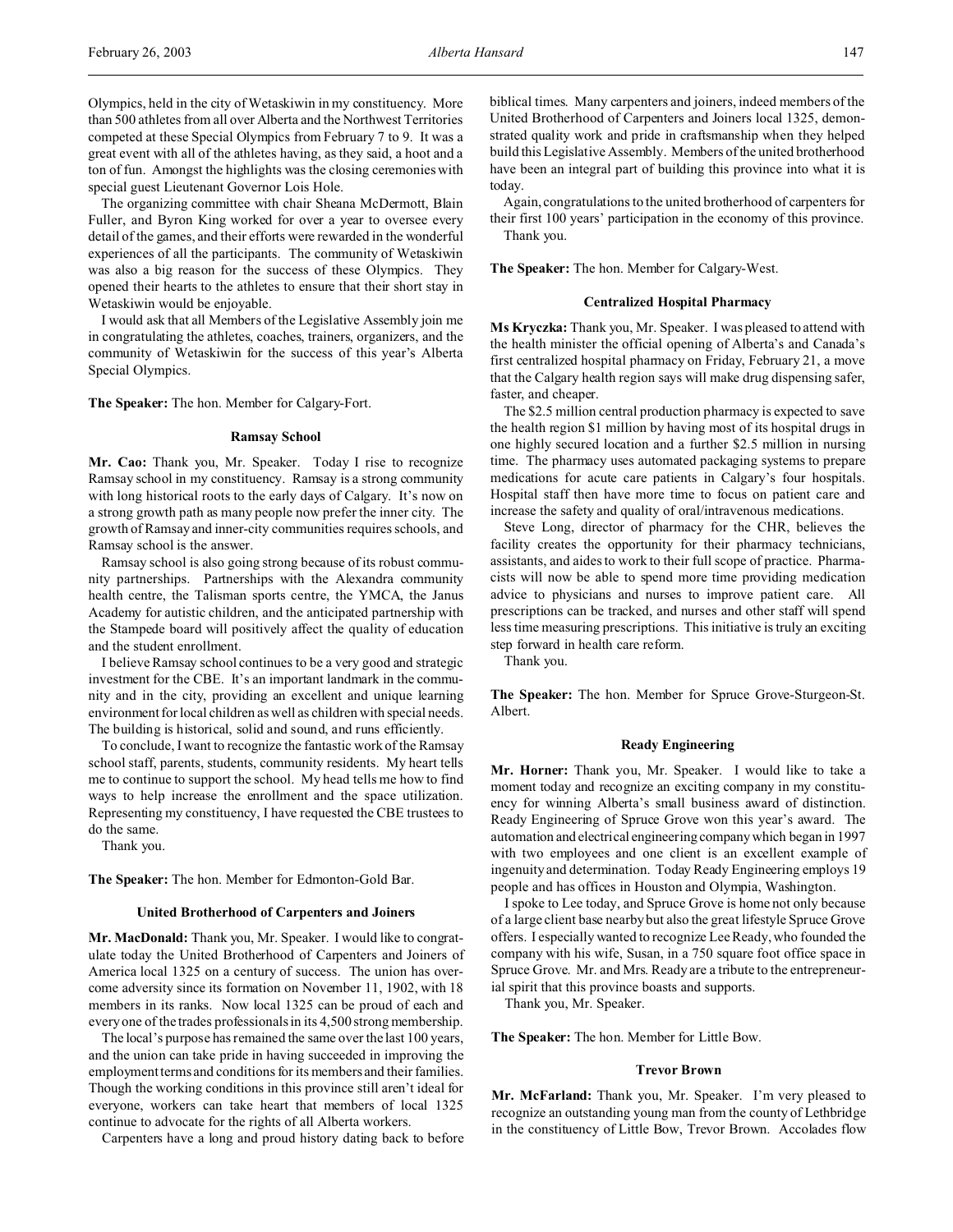Olympics, held in the city of Wetaskiwin in my constituency. More than 500 athletes from all over Alberta and the Northwest Territories competed at these Special Olympics from February 7 to 9. It was a great event with all of the athletes having, as they said, a hoot and a ton of fun. Amongst the highlights was the closing ceremonies with special guest Lieutenant Governor Lois Hole.

The organizing committee with chair Sheana McDermott, Blain Fuller, and Byron King worked for over a year to oversee every detail of the games, and their efforts were rewarded in the wonderful experiences of all the participants. The community of Wetaskiwin was also a big reason for the success of these Olympics. They opened their hearts to the athletes to ensure that their short stay in Wetaskiwin would be enjoyable.

I would ask that all Members of the Legislative Assembly join me in congratulating the athletes, coaches, trainers, organizers, and the community of Wetaskiwin for the success of this year's Alberta Special Olympics.

**The Speaker:** The hon. Member for Calgary-Fort.

### Ramsay School

**Mr. Cao:** Thank you, Mr. Speaker. Today I rise to recognize Ramsay school in my constituency. Ramsay is a strong community with long historical roots to the early days of Calgary. It's now on a strong growth path as many people now prefer the inner city. The growth of Ramsay and inner-city communities requires schools, and Ramsay school is the answer.

Ramsay school is also going strong because of its robust community partnerships. Partnerships with the Alexandra community health centre, the Talisman sports centre, the YMCA, the Janus Academy for autistic children, and the anticipated partnership with the Stampede board will positively affect the quality of education and the student enrollment.

I believe Ramsay school continues to be a very good and strategic investment for the CBE. It's an important landmark in the community and in the city, providing an excellent and unique learning environment for local children as well as children with special needs. The building is historical, solid and sound, and runs efficiently.

To conclude, I want to recognize the fantastic work of the Ramsay school staff, parents, students, community residents. My heart tells me to continue to support the school. My head tells me how to find ways to help increase the enrollment and the space utilization. Representing my constituency, I have requested the CBE trustees to do the same.

Thank you.

**The Speaker:** The hon. Member for Edmonton-Gold Bar.

### United Brotherhood of Carpenters and Joiners

**Mr. MacDonald:** Thank you, Mr. Speaker. I would like to congratulate today the United Brotherhood of Carpenters and Joiners of America local 1325 on a century of success. The union has overcome adversity since its formation on November 11, 1902, with 18 members in its ranks. Now local 1325 can be proud of each and every one of the trades professionals in its 4,500 strong membership.

The local's purpose has remained the same over the last 100 years, and the union can take pride in having succeeded in improving the employment terms and conditions for its members and their families. Though the working conditions in this province still aren't ideal for everyone, workers can take heart that members of local 1325 continue to advocate for the rights of all Alberta workers.

Carpenters have a long and proud history dating back to before biblical times. Many carpenters and joiners, indeed members of the United Brotherhood of Carpenters and Joiners local 1325, demonstrated quality work and pride in craftsmanship when they helped build this Legislative Assembly. Members of the united brotherhood have been an integral part of building this province into what it is today.

Again, congratulations to the united brotherhood of carpenters for their first 100 years' participation in the economy of this province.

Thank you.

**The Speaker:** The hon. Member for Calgary-West.

### Centralized Hospital Pharmacy

**Ms Kryczka:** Thank you, Mr. Speaker. I was pleased to attend with the health minister the official opening of Alberta's and Canada's first centralized hospital pharmacy on Friday, February 21, a move that the Calgary health region says will make drug dispensing safer, faster, and cheaper.

The $2.5 million central production pharmacy is expected to save the health region $1 million by having most of its hospital drugs in one highly secured location and a further $2.5 million in nursing time. The pharmacy uses automated packaging systems to prepare medications for acute care patients in Calgary's four hospitals. Hospital staff then have more time to focus on patient care and increase the safety and quality of oral/intravenous medications.

Steve Long, director of pharmacy for the CHR, believes the facility creates the opportunity for their pharmacy technicians, assistants, and aides to work to their full scope of practice. Pharmacists will now be able to spend more time providing medication advice to physicians and nurses to improve patient care. All prescriptions can be tracked, and nurses and other staff will spend less time measuring prescriptions. This initiative is truly an exciting step forward in health care reform.

Thank you.

**The Speaker:** The hon. Member for Spruce Grove-Sturgeon-St. Albert.

### Ready Engineering

**Mr. Horner:** Thank you, Mr. Speaker. I would like to take a moment today and recognize an exciting company in my constituency for winning Alberta's small business award of distinction. Ready Engineering of Spruce Grove won this year's award. The automation and electrical engineering company which began in 1997 with two employees and one client is an excellent example of ingenuity and determination. Today Ready Engineering employs 19 people and has offices in Houston and Olympia, Washington.

I spoke to Lee today, and Spruce Grove is home not only because of a large client base nearby but also the great lifestyle Spruce Grove offers. I especially wanted to recognize Lee Ready, who founded the company with his wife, Susan, in a 750 square foot office space in Spruce Grove. Mr. and Mrs. Ready are a tribute to the entrepreneurial spirit that this province boasts and supports.

Thank you, Mr. Speaker.

**The Speaker:** The hon. Member for Little Bow.

### Trevor Brown

**Mr. McFarland:** Thank you, Mr. Speaker. I'm very pleased to recognize an outstanding young man from the county of Lethbridge in the constituency of Little Bow, Trevor Brown. Accolades flow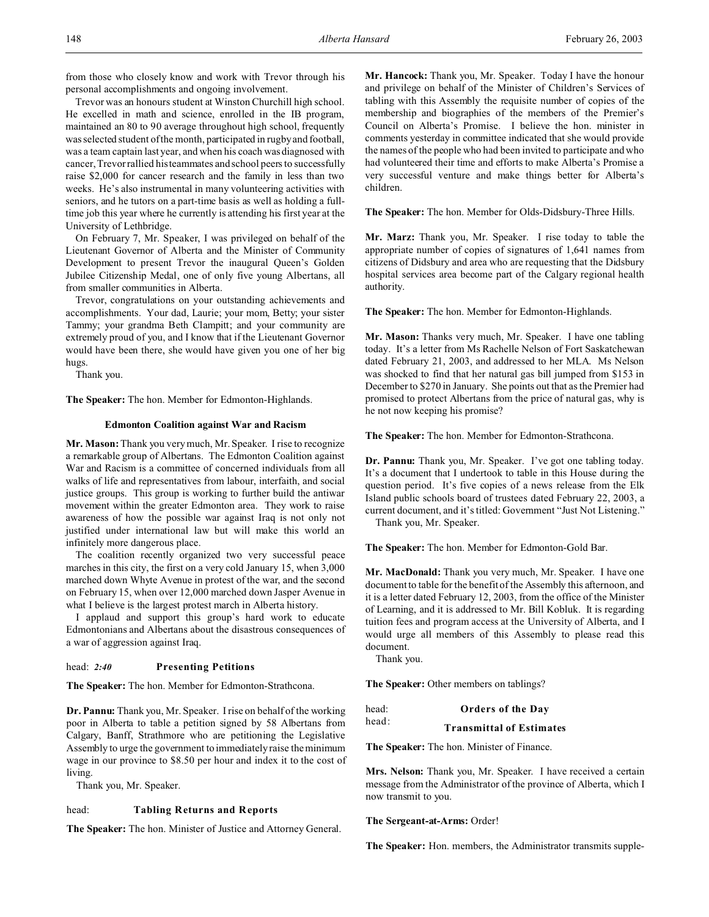from those who closely know and work with Trevor through his personal accomplishments and ongoing involvement.

Trevor was an honours student at Winston Churchill high school. He excelled in math and science, enrolled in the IB program, maintained an 80 to 90 average throughout high school, frequently was selected student of the month, participated in rugby and football, was a team captain last year, and when his coach was diagnosed with cancer, Trevor rallied his teammates and school peers to successfully raise $2,000 for cancer research and the family in less than two weeks. He's also instrumental in many volunteering activities with seniors, and he tutors on a part-time basis as well as holding a full-time job this year where he currently is attending his first year at the University of Lethbridge.

On February 7, Mr. Speaker, I was privileged on behalf of the Lieutenant Governor of Alberta and the Minister of Community Development to present Trevor the inaugural Queen's Golden Jubilee Citizenship Medal, one of only five young Albertans, all from smaller communities in Alberta.

Trevor, congratulations on your outstanding achievements and accomplishments. Your dad, Laurie; your mom, Betty; your sister Tammy; your grandma Beth Clampitt; and your community are extremely proud of you, and I know that if the Lieutenant Governor would have been there, she would have given you one of her big hugs.

Thank you.

**The Speaker:** The hon. Member for Edmonton-Highlands.

#### Edmonton Coalition against War and Racism

**Mr. Mason:** Thank you very much, Mr. Speaker. I rise to recognize a remarkable group of Albertans. The Edmonton Coalition against War and Racism is a committee of concerned individuals from all walks of life and representatives from labour, interfaith, and social justice groups. This group is working to further build the antiwar movement within the greater Edmonton area. They work to raise awareness of how the possible war against Iraq is not only not justified under international law but will make this world an infinitely more dangerous place.

The coalition recently organized two very successful peace marches in this city, the first on a very cold January 15, when 3,000 marched down Whyte Avenue in protest of the war, and the second on February 15, when over 12,000 marched down Jasper Avenue in what I believe is the largest protest march in Alberta history.

I applaud and support this group's hard work to educate Edmontonians and Albertans about the disastrous consequences of a war of aggression against Iraq.

head: *2:40* **Presenting Petitions**

**The Speaker:** The hon. Member for Edmonton-Strathcona.

**Dr. Pannu:** Thank you, Mr. Speaker. I rise on behalf of the working poor in Alberta to table a petition signed by 58 Albertans from Calgary, Banff, Strathmore who are petitioning the Legislative Assembly to urge the government to immediately raise the minimum wage in our province to $8.50 per hour and index it to the cost of living.

Thank you, Mr. Speaker.

head: **Tabling Returns and Reports**

**The Speaker:** The hon. Minister of Justice and Attorney General.

**Mr. Hancock:** Thank you, Mr. Speaker. Today I have the honour and privilege on behalf of the Minister of Children's Services of tabling with this Assembly the requisite number of copies of the membership and biographies of the members of the Premier's Council on Alberta's Promise. I believe the hon. minister in comments yesterday in committee indicated that she would provide the names of the people who had been invited to participate and who had volunteered their time and efforts to make Alberta's Promise a very successful venture and make things better for Alberta's children.

**The Speaker:** The hon. Member for Olds-Didsbury-Three Hills.

**Mr. Marz:** Thank you, Mr. Speaker. I rise today to table the appropriate number of copies of signatures of 1,641 names from citizens of Didsbury and area who are requesting that the Didsbury hospital services area become part of the Calgary regional health authority.

**The Speaker:** The hon. Member for Edmonton-Highlands.

**Mr. Mason:** Thanks very much, Mr. Speaker. I have one tabling today. It's a letter from Ms Rachelle Nelson of Fort Saskatchewan dated February 21, 2003, and addressed to her MLA. Ms Nelson was shocked to find that her natural gas bill jumped from $153 in December to $270 in January. She points out that as the Premier had promised to protect Albertans from the price of natural gas, why is he not now keeping his promise?

**The Speaker:** The hon. Member for Edmonton-Strathcona.

**Dr. Pannu:** Thank you, Mr. Speaker. I've got one tabling today. It's a document that I undertook to table in this House during the question period. It's five copies of a news release from the Elk Island public schools board of trustees dated February 22, 2003, a current document, and it's titled: Government "Just Not Listening."

Thank you, Mr. Speaker.

**The Speaker:** The hon. Member for Edmonton-Gold Bar.

**Mr. MacDonald:** Thank you very much, Mr. Speaker. I have one document to table for the benefit of the Assembly this afternoon, and it is a letter dated February 12, 2003, from the office of the Minister of Learning, and it is addressed to Mr. Bill Kobluk. It is regarding tuition fees and program access at the University of Alberta, and I would urge all members of this Assembly to please read this document.

Thank you.

**The Speaker:** Other members on tablings?

head: **Orders of the Day**

head: **Transmittal of Estimates**

**The Speaker:** The hon. Minister of Finance.

**Mrs. Nelson:** Thank you, Mr. Speaker. I have received a certain message from the Administrator of the province of Alberta, which I now transmit to you.

**The Sergeant-at-Arms:** Order!

**The Speaker:** Hon. members, the Administrator transmits supple-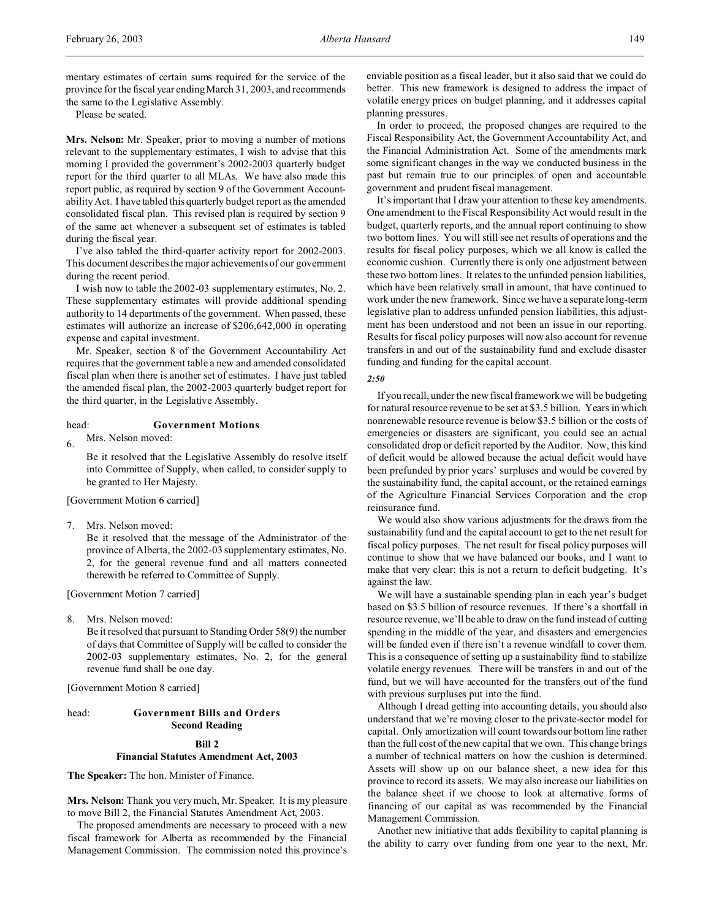mentary estimates of certain sums required for the service of the province for the fiscal year ending March 31, 2003, and recommends the same to the Legislative Assembly.

Please be seated.

**Mrs. Nelson:** Mr. Speaker, prior to moving a number of motions relevant to the supplementary estimates, I wish to advise that this morning I provided the government's 2002-2003 quarterly budget report for the third quarter to all MLAs. We have also made this report public, as required by section 9 of the Government Accountability Act. I have tabled this quarterly budget report as the amended consolidated fiscal plan. This revised plan is required by section 9 of the same act whenever a subsequent set of estimates is tabled during the fiscal year.

I've also tabled the third-quarter activity report for 2002-2003. This document describes the major achievements of our government during the recent period.

I wish now to table the 2002-03 supplementary estimates, No. 2. These supplementary estimates will provide additional spending authority to 14 departments of the government. When passed, these estimates will authorize an increase of $206,642,000 in operating expense and capital investment.

Mr. Speaker, section 8 of the Government Accountability Act requires that the government table a new and amended consolidated fiscal plan when there is another set of estimates. I have just tabled the amended fiscal plan, the 2002-2003 quarterly budget report for the third quarter, in the Legislative Assembly.

head: **Government Motions**

6. Mrs. Nelson moved:

Be it resolved that the Legislative Assembly do resolve itself into Committee of Supply, when called, to consider supply to be granted to Her Majesty.

[Government Motion 6 carried]

7. Mrs. Nelson moved:

Be it resolved that the message of the Administrator of the province of Alberta, the 2002-03 supplementary estimates, No. 2, for the general revenue fund and all matters connected therewith be referred to Committee of Supply.

[Government Motion 7 carried]

8. Mrs. Nelson moved:

Be it resolved that pursuant to Standing Order 58(9) the number of days that Committee of Supply will be called to consider the 2002-03 supplementary estimates, No. 2, for the general revenue fund shall be one day.

[Government Motion 8 carried]

head: **Government Bills and Orders**
**Second Reading**

**Bill 2**
**Financial Statutes Amendment Act, 2003**

**The Speaker:** The hon. Minister of Finance.

**Mrs. Nelson:** Thank you very much, Mr. Speaker. It is my pleasure to move Bill 2, the Financial Statutes Amendment Act, 2003.

The proposed amendments are necessary to proceed with a new fiscal framework for Alberta as recommended by the Financial Management Commission. The commission noted this province's enviable position as a fiscal leader, but it also said that we could do better. This new framework is designed to address the impact of volatile energy prices on budget planning, and it addresses capital planning pressures.

In order to proceed, the proposed changes are required to the Fiscal Responsibility Act, the Government Accountability Act, and the Financial Administration Act. Some of the amendments mark some significant changes in the way we conducted business in the past but remain true to our principles of open and accountable government and prudent fiscal management.

It's important that I draw your attention to these key amendments. One amendment to the Fiscal Responsibility Act would result in the budget, quarterly reports, and the annual report continuing to show two bottom lines. You will still see net results of operations and the results for fiscal policy purposes, which we all know is called the economic cushion. Currently there is only one adjustment between these two bottom lines. It relates to the unfunded pension liabilities, which have been relatively small in amount, that have continued to work under the new framework. Since we have a separate long-term legislative plan to address unfunded pension liabilities, this adjustment has been understood and not been an issue in our reporting. Results for fiscal policy purposes will now also account for revenue transfers in and out of the sustainability fund and exclude disaster funding and funding for the capital account.

*2:50*

If you recall, under the new fiscal framework we will be budgeting for natural resource revenue to be set at $3.5 billion. Years in which nonrenewable resource revenue is below $3.5 billion or the costs of emergencies or disasters are significant, you could see an actual consolidated drop or deficit reported by the Auditor. Now, this kind of deficit would be allowed because the actual deficit would have been prefunded by prior years' surpluses and would be covered by the sustainability fund, the capital account, or the retained earnings of the Agriculture Financial Services Corporation and the crop reinsurance fund.

We would also show various adjustments for the draws from the sustainability fund and the capital account to get to the net result for fiscal policy purposes. The net result for fiscal policy purposes will continue to show that we have balanced our books, and I want to make that very clear: this is not a return to deficit budgeting. It's against the law.

We will have a sustainable spending plan in each year's budget based on $3.5 billion of resource revenues. If there's a shortfall in resource revenue, we'll be able to draw on the fund instead of cutting spending in the middle of the year, and disasters and emergencies will be funded even if there isn't a revenue windfall to cover them. This is a consequence of setting up a sustainability fund to stabilize volatile energy revenues. There will be transfers in and out of the fund, but we will have accounted for the transfers out of the fund with previous surpluses put into the fund.

Although I dread getting into accounting details, you should also understand that we're moving closer to the private-sector model for capital. Only amortization will count towards our bottom line rather than the full cost of the new capital that we own. This change brings a number of technical matters on how the cushion is determined. Assets will show up on our balance sheet, a new idea for this province to record its assets. We may also increase our liabilities on the balance sheet if we choose to look at alternative forms of financing of our capital as was recommended by the Financial Management Commission.

Another new initiative that adds flexibility to capital planning is the ability to carry over funding from one year to the next, Mr.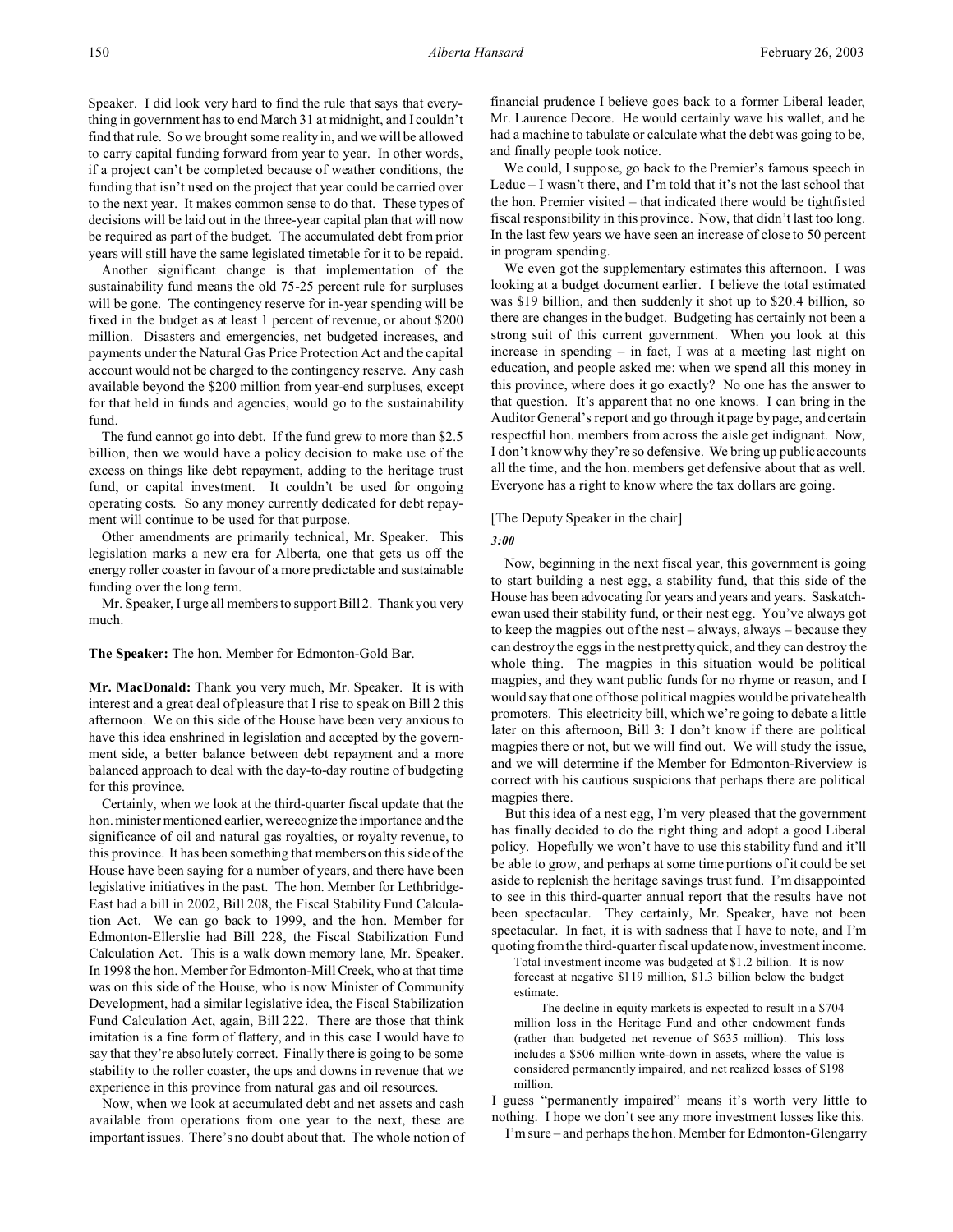Speaker. I did look very hard to find the rule that says that everything in government has to end March 31 at midnight, and I couldn't find that rule. So we brought some reality in, and we will be allowed to carry capital funding forward from year to year. In other words, if a project can't be completed because of weather conditions, the funding that isn't used on the project that year could be carried over to the next year. It makes common sense to do that. These types of decisions will be laid out in the three-year capital plan that will now be required as part of the budget. The accumulated debt from prior years will still have the same legislated timetable for it to be repaid.

Another significant change is that implementation of the sustainability fund means the old 75-25 percent rule for surpluses will be gone. The contingency reserve for in-year spending will be fixed in the budget as at least 1 percent of revenue, or about $200 million. Disasters and emergencies, net budgeted increases, and payments under the Natural Gas Price Protection Act and the capital account would not be charged to the contingency reserve. Any cash available beyond the $200 million from year-end surpluses, except for that held in funds and agencies, would go to the sustainability fund.

The fund cannot go into debt. If the fund grew to more than $2.5 billion, then we would have a policy decision to make use of the excess on things like debt repayment, adding to the heritage trust fund, or capital investment. It couldn't be used for ongoing operating costs. So any money currently dedicated for debt repayment will continue to be used for that purpose.

Other amendments are primarily technical, Mr. Speaker. This legislation marks a new era for Alberta, one that gets us off the energy roller coaster in favour of a more predictable and sustainable funding over the long term.

Mr. Speaker, I urge all members to support Bill 2. Thank you very much.

**The Speaker:** The hon. Member for Edmonton-Gold Bar.

**Mr. MacDonald:** Thank you very much, Mr. Speaker. It is with interest and a great deal of pleasure that I rise to speak on Bill 2 this afternoon. We on this side of the House have been very anxious to have this idea enshrined in legislation and accepted by the government side, a better balance between debt repayment and a more balanced approach to deal with the day-to-day routine of budgeting for this province.

Certainly, when we look at the third-quarter fiscal update that the hon. minister mentioned earlier, we recognize the importance and the significance of oil and natural gas royalties, or royalty revenue, to this province. It has been something that members on this side of the House have been saying for a number of years, and there have been legislative initiatives in the past. The hon. Member for Lethbridge-East had a bill in 2002, Bill 208, the Fiscal Stability Fund Calculation Act. We can go back to 1999, and the hon. Member for Edmonton-Ellerslie had Bill 228, the Fiscal Stabilization Fund Calculation Act. This is a walk down memory lane, Mr. Speaker. In 1998 the hon. Member for Edmonton-Mill Creek, who at that time was on this side of the House, who is now Minister of Community Development, had a similar legislative idea, the Fiscal Stabilization Fund Calculation Act, again, Bill 222. There are those that think imitation is a fine form of flattery, and in this case I would have to say that they're absolutely correct. Finally there is going to be some stability to the roller coaster, the ups and downs in revenue that we experience in this province from natural gas and oil resources.

Now, when we look at accumulated debt and net assets and cash available from operations from one year to the next, these are important issues. There's no doubt about that. The whole notion of financial prudence I believe goes back to a former Liberal leader, Mr. Laurence Decore. He would certainly wave his wallet, and he had a machine to tabulate or calculate what the debt was going to be, and finally people took notice.

We could, I suppose, go back to the Premier's famous speech in Leduc – I wasn't there, and I'm told that it's not the last school that the hon. Premier visited – that indicated there would be tightfisted fiscal responsibility in this province. Now, that didn't last too long. In the last few years we have seen an increase of close to 50 percent in program spending.

We even got the supplementary estimates this afternoon. I was looking at a budget document earlier. I believe the total estimated was $19 billion, and then suddenly it shot up to $20.4 billion, so there are changes in the budget. Budgeting has certainly not been a strong suit of this current government. When you look at this increase in spending – in fact, I was at a meeting last night on education, and people asked me: when we spend all this money in this province, where does it go exactly? No one has the answer to that question. It's apparent that no one knows. I can bring in the Auditor General's report and go through it page by page, and certain respectful hon. members from across the aisle get indignant. Now, I don't know why they're so defensive. We bring up public accounts all the time, and the hon. members get defensive about that as well. Everyone has a right to know where the tax dollars are going.

[The Deputy Speaker in the chair]

*3:00*

Now, beginning in the next fiscal year, this government is going to start building a nest egg, a stability fund, that this side of the House has been advocating for years and years and years. Saskatchewan used their stability fund, or their nest egg. You've always got to keep the magpies out of the nest – always, always – because they can destroy the eggs in the nest pretty quick, and they can destroy the whole thing. The magpies in this situation would be political magpies, and they want public funds for no rhyme or reason, and I would say that one of those political magpies would be private health promoters. This electricity bill, which we're going to debate a little later on this afternoon, Bill 3: I don't know if there are political magpies there or not, but we will find out. We will study the issue, and we will determine if the Member for Edmonton-Riverview is correct with his cautious suspicions that perhaps there are political magpies there.

But this idea of a nest egg, I'm very pleased that the government has finally decided to do the right thing and adopt a good Liberal policy. Hopefully we won't have to use this stability fund and it'll be able to grow, and perhaps at some time portions of it could be set aside to replenish the heritage savings trust fund. I'm disappointed to see in this third-quarter annual report that the results have not been spectacular. They certainly, Mr. Speaker, have not been spectacular. In fact, it is with sadness that I have to note, and I'm quoting from the third-quarter fiscal update now, investment income.

> Total investment income was budgeted at $1.2 billion. It is now forecast at negative $119 million, $1.3 billion below the budget estimate.
>
> The decline in equity markets is expected to result in a $704 million loss in the Heritage Fund and other endowment funds (rather than budgeted net revenue of $635 million). This loss includes a $506 million write-down in assets, where the value is considered permanently impaired, and net realized losses of $198 million.

I guess "permanently impaired" means it's worth very little to nothing. I hope we don't see any more investment losses like this.

I'm sure – and perhaps the hon. Member for Edmonton-Glengarry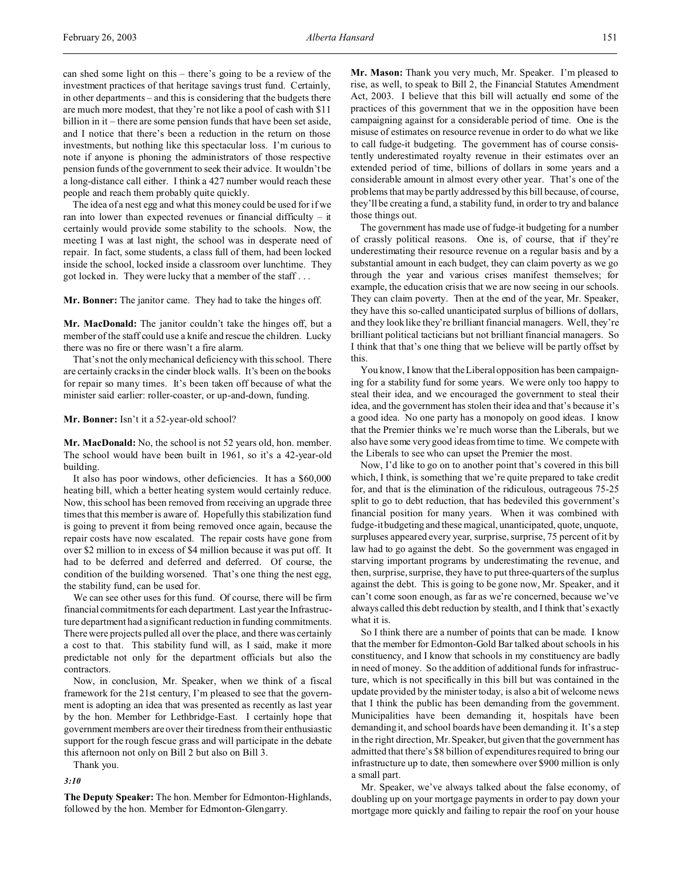can shed some light on this – there's going to be a review of the investment practices of that heritage savings trust fund. Certainly, in other departments – and this is considering that the budgets there are much more modest, that they're not like a pool of cash with $11 billion in it – there are some pension funds that have been set aside, and I notice that there's been a reduction in the return on those investments, but nothing like this spectacular loss. I'm curious to note if anyone is phoning the administrators of those respective pension funds of the government to seek their advice. It wouldn't be a long-distance call either. I think a 427 number would reach these people and reach them probably quite quickly.

The idea of a nest egg and what this money could be used for if we ran into lower than expected revenues or financial difficulty – it certainly would provide some stability to the schools. Now, the meeting I was at last night, the school was in desperate need of repair. In fact, some students, a class full of them, had been locked inside the school, locked inside a classroom over lunchtime. They got locked in. They were lucky that a member of the staff . . .

**Mr. Bonner:** The janitor came. They had to take the hinges off.

**Mr. MacDonald:** The janitor couldn't take the hinges off, but a member of the staff could use a knife and rescue the children. Lucky there was no fire or there wasn't a fire alarm.

That's not the only mechanical deficiency with this school. There are certainly cracks in the cinder block walls. It's been on the books for repair so many times. It's been taken off because of what the minister said earlier: roller-coaster, or up-and-down, funding.

**Mr. Bonner:** Isn't it a 52-year-old school?

**Mr. MacDonald:** No, the school is not 52 years old, hon. member. The school would have been built in 1961, so it's a 42-year-old building.

It also has poor windows, other deficiencies. It has a $60,000 heating bill, which a better heating system would certainly reduce. Now, this school has been removed from receiving an upgrade three times that this member is aware of. Hopefully this stabilization fund is going to prevent it from being removed once again, because the repair costs have now escalated. The repair costs have gone from over $2 million to in excess of $4 million because it was put off. It had to be deferred and deferred and deferred. Of course, the condition of the building worsened. That's one thing the nest egg, the stability fund, can be used for.

We can see other uses for this fund. Of course, there will be firm financial commitments for each department. Last year the Infrastructure department had a significant reduction in funding commitments. There were projects pulled all over the place, and there was certainly a cost to that. This stability fund will, as I said, make it more predictable not only for the department officials but also the contractors.

Now, in conclusion, Mr. Speaker, when we think of a fiscal framework for the 21st century, I'm pleased to see that the government is adopting an idea that was presented as recently as last year by the hon. Member for Lethbridge-East. I certainly hope that government members are over their tiredness from their enthusiastic support for the rough fescue grass and will participate in the debate this afternoon not only on Bill 2 but also on Bill 3.

Thank you.

*3:10*

**The Deputy Speaker:** The hon. Member for Edmonton-Highlands, followed by the hon. Member for Edmonton-Glengarry.

**Mr. Mason:** Thank you very much, Mr. Speaker. I'm pleased to rise, as well, to speak to Bill 2, the Financial Statutes Amendment Act, 2003. I believe that this bill will actually end some of the practices of this government that we in the opposition have been campaigning against for a considerable period of time. One is the misuse of estimates on resource revenue in order to do what we like to call fudge-it budgeting. The government has of course consistently underestimated royalty revenue in their estimates over an extended period of time, billions of dollars in some years and a considerable amount in almost every other year. That's one of the problems that may be partly addressed by this bill because, of course, they'll be creating a fund, a stability fund, in order to try and balance those things out.

The government has made use of fudge-it budgeting for a number of crassly political reasons. One is, of course, that if they're underestimating their resource revenue on a regular basis and by a substantial amount in each budget, they can claim poverty as we go through the year and various crises manifest themselves; for example, the education crisis that we are now seeing in our schools. They can claim poverty. Then at the end of the year, Mr. Speaker, they have this so-called unanticipated surplus of billions of dollars, and they look like they're brilliant financial managers. Well, they're brilliant political tacticians but not brilliant financial managers. So I think that that's one thing that we believe will be partly offset by this.

You know, I know that the Liberal opposition has been campaigning for a stability fund for some years. We were only too happy to steal their idea, and we encouraged the government to steal their idea, and the government has stolen their idea and that's because it's a good idea. No one party has a monopoly on good ideas. I know that the Premier thinks we're much worse than the Liberals, but we also have some very good ideas from time to time. We compete with the Liberals to see who can upset the Premier the most.

Now, I'd like to go on to another point that's covered in this bill which, I think, is something that we're quite prepared to take credit for, and that is the elimination of the ridiculous, outrageous 75-25 split to go to debt reduction, that has bedeviled this government's financial position for many years. When it was combined with fudge-it budgeting and these magical, unanticipated, quote, unquote, surpluses appeared every year, surprise, surprise, 75 percent of it by law had to go against the debt. So the government was engaged in starving important programs by underestimating the revenue, and then, surprise, surprise, they have to put three-quarters of the surplus against the debt. This is going to be gone now, Mr. Speaker, and it can't come soon enough, as far as we're concerned, because we've always called this debt reduction by stealth, and I think that's exactly what it is.

So I think there are a number of points that can be made. I know that the member for Edmonton-Gold Bar talked about schools in his constituency, and I know that schools in my constituency are badly in need of money. So the addition of additional funds for infrastructure, which is not specifically in this bill but was contained in the update provided by the minister today, is also a bit of welcome news that I think the public has been demanding from the government. Municipalities have been demanding it, hospitals have been demanding it, and school boards have been demanding it. It's a step in the right direction, Mr. Speaker, but given that the government has admitted that there's $8 billion of expenditures required to bring our infrastructure up to date, then somewhere over $900 million is only a small part.

Mr. Speaker, we've always talked about the false economy, of doubling up on your mortgage payments in order to pay down your mortgage more quickly and failing to repair the roof on your house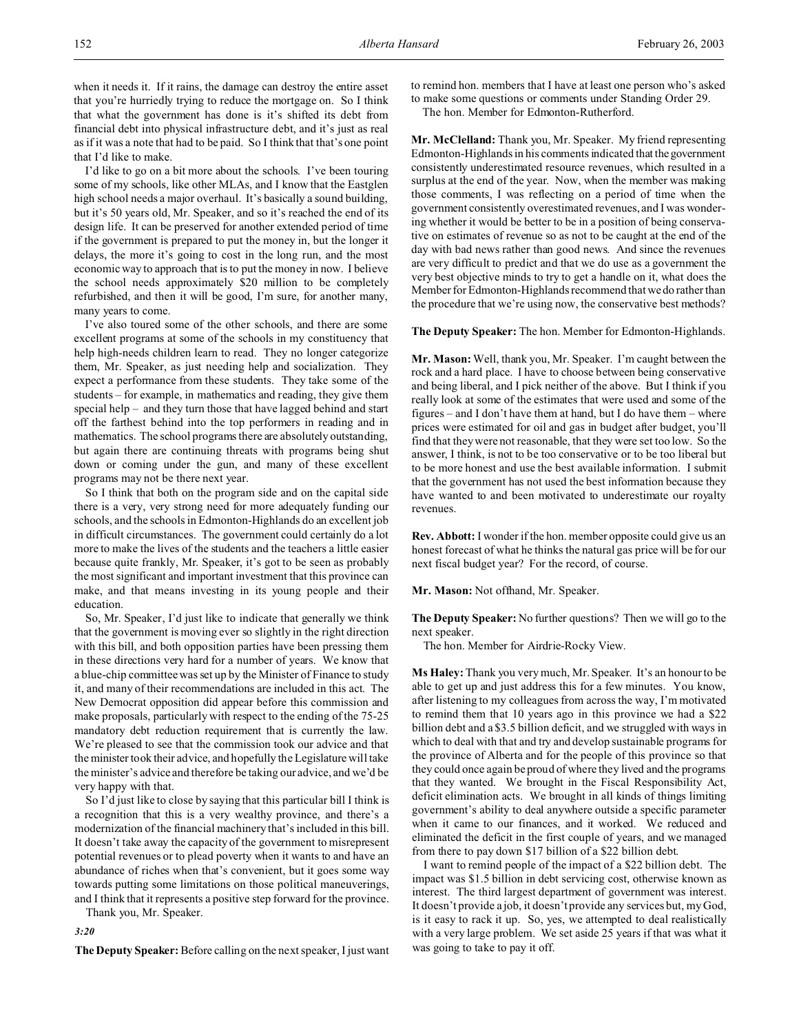when it needs it. If it rains, the damage can destroy the entire asset that you're hurriedly trying to reduce the mortgage on. So I think that what the government has done is it's shifted its debt from financial debt into physical infrastructure debt, and it's just as real as if it was a note that had to be paid. So I think that that's one point that I'd like to make.

I'd like to go on a bit more about the schools. I've been touring some of my schools, like other MLAs, and I know that the Eastglen high school needs a major overhaul. It's basically a sound building, but it's 50 years old, Mr. Speaker, and so it's reached the end of its design life. It can be preserved for another extended period of time if the government is prepared to put the money in, but the longer it delays, the more it's going to cost in the long run, and the most economic way to approach that is to put the money in now. I believe the school needs approximately $20 million to be completely refurbished, and then it will be good, I'm sure, for another many, many years to come.

I've also toured some of the other schools, and there are some excellent programs at some of the schools in my constituency that help high-needs children learn to read. They no longer categorize them, Mr. Speaker, as just needing help and socialization. They expect a performance from these students. They take some of the students – for example, in mathematics and reading, they give them special help – and they turn those that have lagged behind and start off the farthest behind into the top performers in reading and in mathematics. The school programs there are absolutely outstanding, but again there are continuing threats with programs being shut down or coming under the gun, and many of these excellent programs may not be there next year.

So I think that both on the program side and on the capital side there is a very, very strong need for more adequately funding our schools, and the schools in Edmonton-Highlands do an excellent job in difficult circumstances. The government could certainly do a lot more to make the lives of the students and the teachers a little easier because quite frankly, Mr. Speaker, it's got to be seen as probably the most significant and important investment that this province can make, and that means investing in its young people and their education.

So, Mr. Speaker, I'd just like to indicate that generally we think that the government is moving ever so slightly in the right direction with this bill, and both opposition parties have been pressing them in these directions very hard for a number of years. We know that a blue-chip committee was set up by the Minister of Finance to study it, and many of their recommendations are included in this act. The New Democrat opposition did appear before this commission and make proposals, particularly with respect to the ending of the 75-25 mandatory debt reduction requirement that is currently the law. We're pleased to see that the commission took our advice and that the minister took their advice, and hopefully the Legislature will take the minister's advice and therefore be taking our advice, and we'd be very happy with that.

So I'd just like to close by saying that this particular bill I think is a recognition that this is a very wealthy province, and there's a modernization of the financial machinery that's included in this bill. It doesn't take away the capacity of the government to misrepresent potential revenues or to plead poverty when it wants to and have an abundance of riches when that's convenient, but it goes some way towards putting some limitations on those political maneuverings, and I think that it represents a positive step forward for the province.

Thank you, Mr. Speaker.

*3:20*

**The Deputy Speaker:** Before calling on the next speaker, I just want to remind hon. members that I have at least one person who's asked to make some questions or comments under Standing Order 29.

The hon. Member for Edmonton-Rutherford.

**Mr. McClelland:** Thank you, Mr. Speaker. My friend representing Edmonton-Highlands in his comments indicated that the government consistently underestimated resource revenues, which resulted in a surplus at the end of the year. Now, when the member was making those comments, I was reflecting on a period of time when the government consistently overestimated revenues, and I was wondering whether it would be better to be in a position of being conservative on estimates of revenue so as not to be caught at the end of the day with bad news rather than good news. And since the revenues are very difficult to predict and that we do use as a government the very best objective minds to try to get a handle on it, what does the Member for Edmonton-Highlands recommend that we do rather than the procedure that we're using now, the conservative best methods?

**The Deputy Speaker:** The hon. Member for Edmonton-Highlands.

**Mr. Mason:** Well, thank you, Mr. Speaker. I'm caught between the rock and a hard place. I have to choose between being conservative and being liberal, and I pick neither of the above. But I think if you really look at some of the estimates that were used and some of the figures – and I don't have them at hand, but I do have them – where prices were estimated for oil and gas in budget after budget, you'll find that they were not reasonable, that they were set too low. So the answer, I think, is not to be too conservative or to be too liberal but to be more honest and use the best available information. I submit that the government has not used the best information because they have wanted to and been motivated to underestimate our royalty revenues.

**Rev. Abbott:** I wonder if the hon. member opposite could give us an honest forecast of what he thinks the natural gas price will be for our next fiscal budget year? For the record, of course.

**Mr. Mason:** Not offhand, Mr. Speaker.

**The Deputy Speaker:** No further questions? Then we will go to the next speaker.

The hon. Member for Airdrie-Rocky View.

**Ms Haley:** Thank you very much, Mr. Speaker. It's an honour to be able to get up and just address this for a few minutes. You know, after listening to my colleagues from across the way, I'm motivated to remind them that 10 years ago in this province we had a $22 billion debt and a $3.5 billion deficit, and we struggled with ways in which to deal with that and try and develop sustainable programs for the province of Alberta and for the people of this province so that they could once again be proud of where they lived and the programs that they wanted. We brought in the Fiscal Responsibility Act, deficit elimination acts. We brought in all kinds of things limiting government's ability to deal anywhere outside a specific parameter when it came to our finances, and it worked. We reduced and eliminated the deficit in the first couple of years, and we managed from there to pay down $17 billion of a $22 billion debt.

I want to remind people of the impact of a $22 billion debt. The impact was $1.5 billion in debt servicing cost, otherwise known as interest. The third largest department of government was interest. It doesn't provide a job, it doesn't provide any services but, my God, is it easy to rack it up. So, yes, we attempted to deal realistically with a very large problem. We set aside 25 years if that was what it was going to take to pay it off.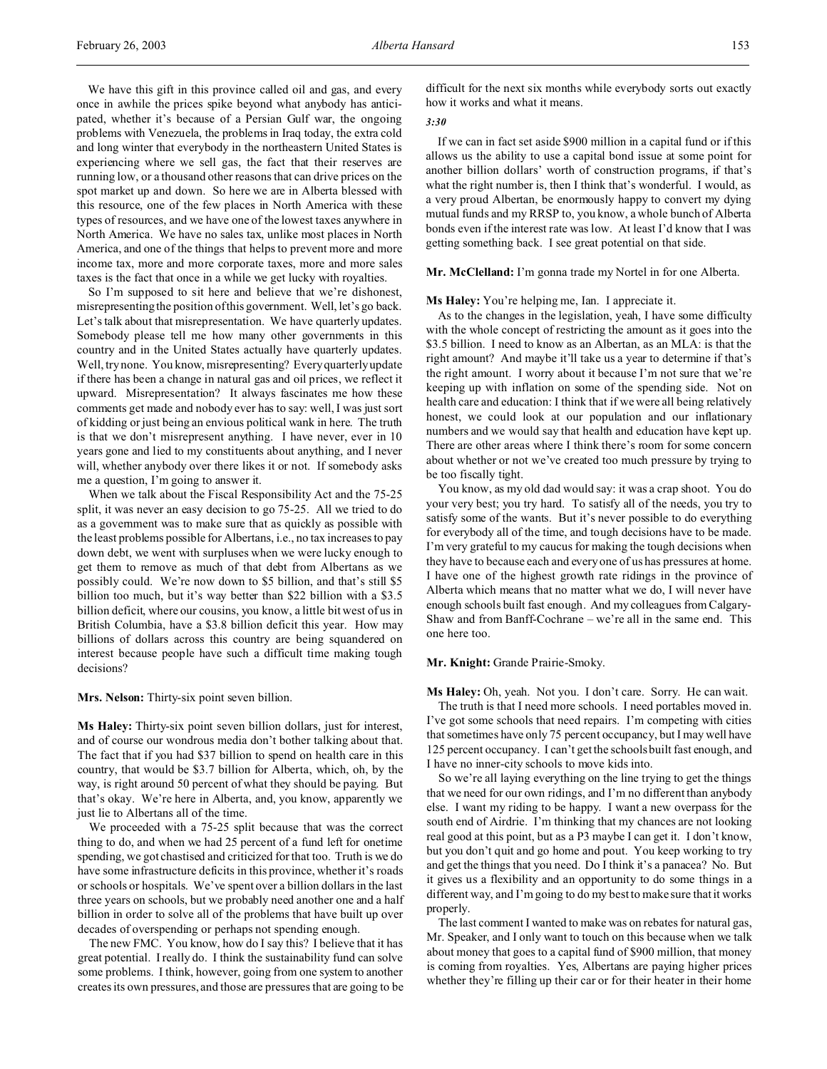We have this gift in this province called oil and gas, and every once in awhile the prices spike beyond what anybody has anticipated, whether it's because of a Persian Gulf war, the ongoing problems with Venezuela, the problems in Iraq today, the extra cold and long winter that everybody in the northeastern United States is experiencing where we sell gas, the fact that their reserves are running low, or a thousand other reasons that can drive prices on the spot market up and down. So here we are in Alberta blessed with this resource, one of the few places in North America with these types of resources, and we have one of the lowest taxes anywhere in North America. We have no sales tax, unlike most places in North America, and one of the things that helps to prevent more and more income tax, more and more corporate taxes, more and more sales taxes is the fact that once in a while we get lucky with royalties.

So I'm supposed to sit here and believe that we're dishonest, misrepresenting the position of this government. Well, let's go back. Let's talk about that misrepresentation. We have quarterly updates. Somebody please tell me how many other governments in this country and in the United States actually have quarterly updates. Well, try none. You know, misrepresenting? Every quarterly update if there has been a change in natural gas and oil prices, we reflect it upward. Misrepresentation? It always fascinates me how these comments get made and nobody ever has to say: well, I was just sort of kidding or just being an envious political wank in here. The truth is that we don't misrepresent anything. I have never, ever in 10 years gone and lied to my constituents about anything, and I never will, whether anybody over there likes it or not. If somebody asks me a question, I'm going to answer it.

When we talk about the Fiscal Responsibility Act and the 75-25 split, it was never an easy decision to go 75-25. All we tried to do as a government was to make sure that as quickly as possible with the least problems possible for Albertans, i.e., no tax increases to pay down debt, we went with surpluses when we were lucky enough to get them to remove as much of that debt from Albertans as we possibly could. We're now down to $5 billion, and that's still $5 billion too much, but it's way better than $22 billion with a $3.5 billion deficit, where our cousins, you know, a little bit west of us in British Columbia, have a $3.8 billion deficit this year. How may billions of dollars across this country are being squandered on interest because people have such a difficult time making tough decisions?

**Mrs. Nelson:** Thirty-six point seven billion.

**Ms Haley:** Thirty-six point seven billion dollars, just for interest, and of course our wondrous media don't bother talking about that. The fact that if you had $37 billion to spend on health care in this country, that would be $3.7 billion for Alberta, which, oh, by the way, is right around 50 percent of what they should be paying. But that's okay. We're here in Alberta, and, you know, apparently we just lie to Albertans all of the time.

We proceeded with a 75-25 split because that was the correct thing to do, and when we had 25 percent of a fund left for onetime spending, we got chastised and criticized for that too. Truth is we do have some infrastructure deficits in this province, whether it's roads or schools or hospitals. We've spent over a billion dollars in the last three years on schools, but we probably need another one and a half billion in order to solve all of the problems that have built up over decades of overspending or perhaps not spending enough.

The new FMC. You know, how do I say this? I believe that it has great potential. I really do. I think the sustainability fund can solve some problems. I think, however, going from one system to another creates its own pressures, and those are pressures that are going to be difficult for the next six months while everybody sorts out exactly how it works and what it means.

*3:30*

If we can in fact set aside $900 million in a capital fund or if this allows us the ability to use a capital bond issue at some point for another billion dollars' worth of construction programs, if that's what the right number is, then I think that's wonderful. I would, as a very proud Albertan, be enormously happy to convert my dying mutual funds and my RRSP to, you know, a whole bunch of Alberta bonds even if the interest rate was low. At least I'd know that I was getting something back. I see great potential on that side.

**Mr. McClelland:** I'm gonna trade my Nortel in for one Alberta.

**Ms Haley:** You're helping me, Ian. I appreciate it.

As to the changes in the legislation, yeah, I have some difficulty with the whole concept of restricting the amount as it goes into the $3.5 billion. I need to know as an Albertan, as an MLA: is that the right amount? And maybe it'll take us a year to determine if that's the right amount. I worry about it because I'm not sure that we're keeping up with inflation on some of the spending side. Not on health care and education: I think that if we were all being relatively honest, we could look at our population and our inflationary numbers and we would say that health and education have kept up. There are other areas where I think there's room for some concern about whether or not we've created too much pressure by trying to be too fiscally tight.

You know, as my old dad would say: it was a crap shoot. You do your very best; you try hard. To satisfy all of the needs, you try to satisfy some of the wants. But it's never possible to do everything for everybody all of the time, and tough decisions have to be made. I'm very grateful to my caucus for making the tough decisions when they have to because each and every one of us has pressures at home. I have one of the highest growth rate ridings in the province of Alberta which means that no matter what we do, I will never have enough schools built fast enough. And my colleagues from Calgary-Shaw and from Banff-Cochrane – we're all in the same end. This one here too.

**Mr. Knight:** Grande Prairie-Smoky.

**Ms Haley:** Oh, yeah. Not you. I don't care. Sorry. He can wait.

The truth is that I need more schools. I need portables moved in. I've got some schools that need repairs. I'm competing with cities that sometimes have only 75 percent occupancy, but I may well have 125 percent occupancy. I can't get the schools built fast enough, and I have no inner-city schools to move kids into.

So we're all laying everything on the line trying to get the things that we need for our own ridings, and I'm no different than anybody else. I want my riding to be happy. I want a new overpass for the south end of Airdrie. I'm thinking that my chances are not looking real good at this point, but as a P3 maybe I can get it. I don't know, but you don't quit and go home and pout. You keep working to try and get the things that you need. Do I think it's a panacea? No. But it gives us a flexibility and an opportunity to do some things in a different way, and I'm going to do my best to make sure that it works properly.

The last comment I wanted to make was on rebates for natural gas, Mr. Speaker, and I only want to touch on this because when we talk about money that goes to a capital fund of $900 million, that money is coming from royalties. Yes, Albertans are paying higher prices whether they're filling up their car or for their heater in their home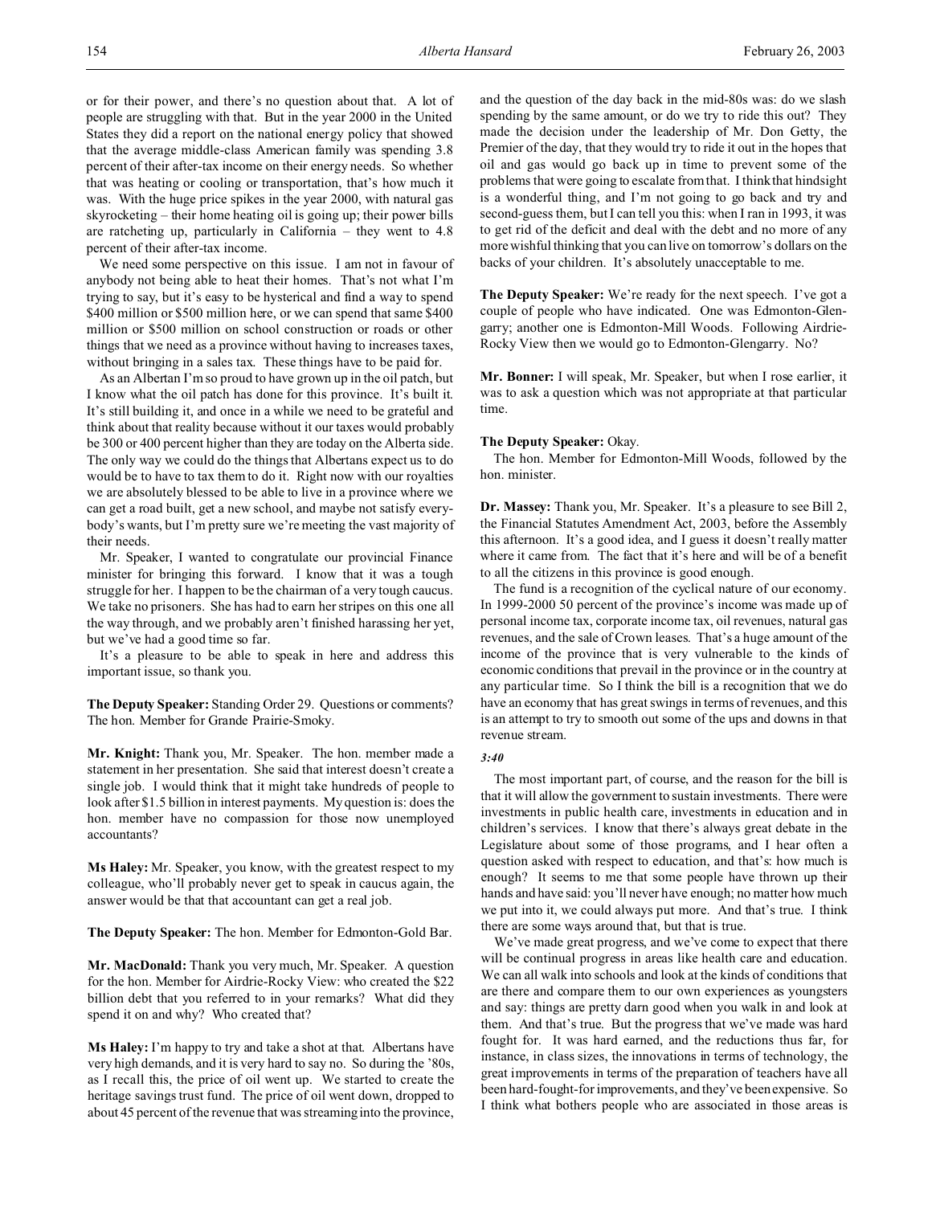or for their power, and there's no question about that. A lot of people are struggling with that. But in the year 2000 in the United States they did a report on the national energy policy that showed that the average middle-class American family was spending 3.8 percent of their after-tax income on their energy needs. So whether that was heating or cooling or transportation, that's how much it was. With the huge price spikes in the year 2000, with natural gas skyrocketing – their home heating oil is going up; their power bills are ratcheting up, particularly in California – they went to 4.8 percent of their after-tax income.

We need some perspective on this issue. I am not in favour of anybody not being able to heat their homes. That's not what I'm trying to say, but it's easy to be hysterical and find a way to spend $400 million or $500 million here, or we can spend that same $400 million or $500 million on school construction or roads or other things that we need as a province without having to increases taxes, without bringing in a sales tax. These things have to be paid for.

As an Albertan I'm so proud to have grown up in the oil patch, but I know what the oil patch has done for this province. It's built it. It's still building it, and once in a while we need to be grateful and think about that reality because without it our taxes would probably be 300 or 400 percent higher than they are today on the Alberta side. The only way we could do the things that Albertans expect us to do would be to have to tax them to do it. Right now with our royalties we are absolutely blessed to be able to live in a province where we can get a road built, get a new school, and maybe not satisfy everybody's wants, but I'm pretty sure we're meeting the vast majority of their needs.

Mr. Speaker, I wanted to congratulate our provincial Finance minister for bringing this forward. I know that it was a tough struggle for her. I happen to be the chairman of a very tough caucus. We take no prisoners. She has had to earn her stripes on this one all the way through, and we probably aren't finished harassing her yet, but we've had a good time so far.

It's a pleasure to be able to speak in here and address this important issue, so thank you.

**The Deputy Speaker:** Standing Order 29. Questions or comments? The hon. Member for Grande Prairie-Smoky.

**Mr. Knight:** Thank you, Mr. Speaker. The hon. member made a statement in her presentation. She said that interest doesn't create a single job. I would think that it might take hundreds of people to look after $1.5 billion in interest payments. My question is: does the hon. member have no compassion for those now unemployed accountants?

**Ms Haley:** Mr. Speaker, you know, with the greatest respect to my colleague, who'll probably never get to speak in caucus again, the answer would be that that accountant can get a real job.

**The Deputy Speaker:** The hon. Member for Edmonton-Gold Bar.

**Mr. MacDonald:** Thank you very much, Mr. Speaker. A question for the hon. Member for Airdrie-Rocky View: who created the $22 billion debt that you referred to in your remarks? What did they spend it on and why? Who created that?

**Ms Haley:** I'm happy to try and take a shot at that. Albertans have very high demands, and it is very hard to say no. So during the '80s, as I recall this, the price of oil went up. We started to create the heritage savings trust fund. The price of oil went down, dropped to about 45 percent of the revenue that was streaming into the province, and the question of the day back in the mid-80s was: do we slash spending by the same amount, or do we try to ride this out? They made the decision under the leadership of Mr. Don Getty, the Premier of the day, that they would try to ride it out in the hopes that oil and gas would go back up in time to prevent some of the problems that were going to escalate from that. I think that hindsight is a wonderful thing, and I'm not going to go back and try and second-guess them, but I can tell you this: when I ran in 1993, it was to get rid of the deficit and deal with the debt and no more of any more wishful thinking that you can live on tomorrow's dollars on the backs of your children. It's absolutely unacceptable to me.

**The Deputy Speaker:** We're ready for the next speech. I've got a couple of people who have indicated. One was Edmonton-Glengarry; another one is Edmonton-Mill Woods. Following Airdrie-Rocky View then we would go to Edmonton-Glengarry. No?

**Mr. Bonner:** I will speak, Mr. Speaker, but when I rose earlier, it was to ask a question which was not appropriate at that particular time.

**The Deputy Speaker:** Okay.

The hon. Member for Edmonton-Mill Woods, followed by the hon. minister.

**Dr. Massey:** Thank you, Mr. Speaker. It's a pleasure to see Bill 2, the Financial Statutes Amendment Act, 2003, before the Assembly this afternoon. It's a good idea, and I guess it doesn't really matter where it came from. The fact that it's here and will be of a benefit to all the citizens in this province is good enough.

The fund is a recognition of the cyclical nature of our economy. In 1999-2000 50 percent of the province's income was made up of personal income tax, corporate income tax, oil revenues, natural gas revenues, and the sale of Crown leases. That's a huge amount of the income of the province that is very vulnerable to the kinds of economic conditions that prevail in the province or in the country at any particular time. So I think the bill is a recognition that we do have an economy that has great swings in terms of revenues, and this is an attempt to try to smooth out some of the ups and downs in that revenue stream.

*3:40*

The most important part, of course, and the reason for the bill is that it will allow the government to sustain investments. There were investments in public health care, investments in education and in children's services. I know that there's always great debate in the Legislature about some of those programs, and I hear often a question asked with respect to education, and that's: how much is enough? It seems to me that some people have thrown up their hands and have said: you'll never have enough; no matter how much we put into it, we could always put more. And that's true. I think there are some ways around that, but that is true.

We've made great progress, and we've come to expect that there will be continual progress in areas like health care and education. We can all walk into schools and look at the kinds of conditions that are there and compare them to our own experiences as youngsters and say: things are pretty darn good when you walk in and look at them. And that's true. But the progress that we've made was hard fought for. It was hard earned, and the reductions thus far, for instance, in class sizes, the innovations in terms of technology, the great improvements in terms of the preparation of teachers have all been hard-fought-for improvements, and they've been expensive. So I think what bothers people who are associated in those areas is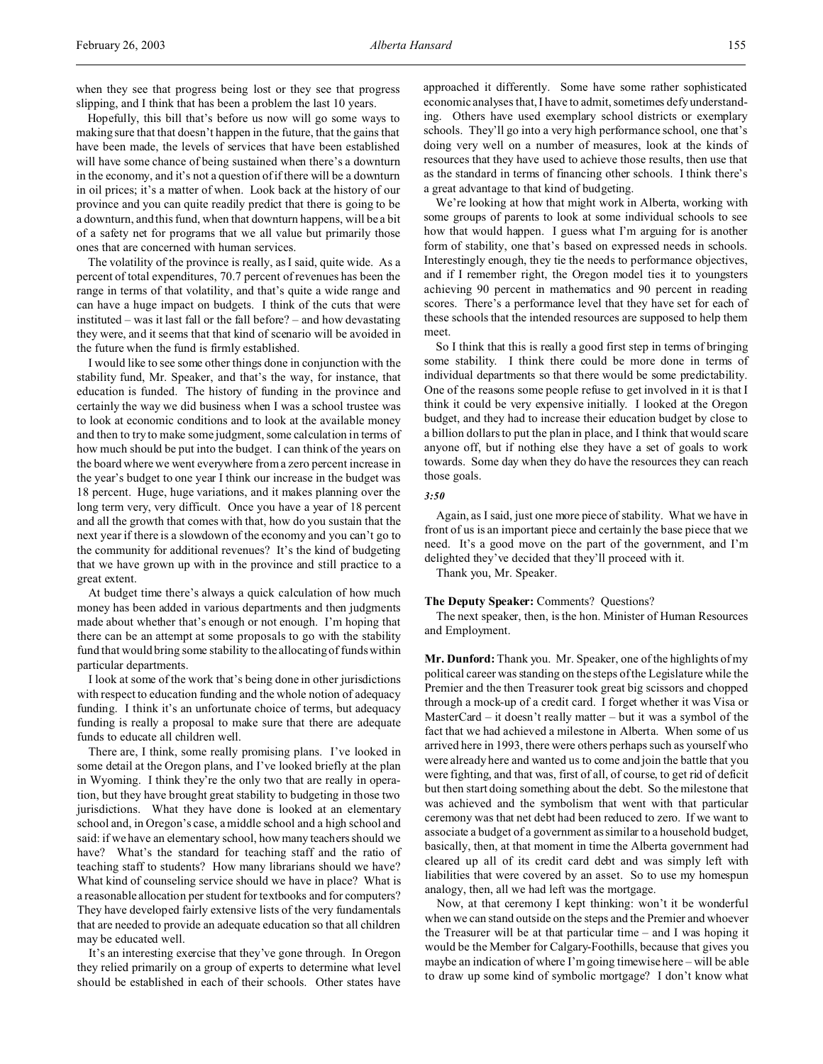when they see that progress being lost or they see that progress slipping, and I think that has been a problem the last 10 years.

Hopefully, this bill that's before us now will go some ways to making sure that that doesn't happen in the future, that the gains that have been made, the levels of services that have been established will have some chance of being sustained when there's a downturn in the economy, and it's not a question of if there will be a downturn in oil prices; it's a matter of when. Look back at the history of our province and you can quite readily predict that there is going to be a downturn, and this fund, when that downturn happens, will be a bit of a safety net for programs that we all value but primarily those ones that are concerned with human services.

The volatility of the province is really, as I said, quite wide. As a percent of total expenditures, 70.7 percent of revenues has been the range in terms of that volatility, and that's quite a wide range and can have a huge impact on budgets. I think of the cuts that were instituted – was it last fall or the fall before? – and how devastating they were, and it seems that that kind of scenario will be avoided in the future when the fund is firmly established.

I would like to see some other things done in conjunction with the stability fund, Mr. Speaker, and that's the way, for instance, that education is funded. The history of funding in the province and certainly the way we did business when I was a school trustee was to look at economic conditions and to look at the available money and then to try to make some judgment, some calculation in terms of how much should be put into the budget. I can think of the years on the board where we went everywhere from a zero percent increase in the year's budget to one year I think our increase in the budget was 18 percent. Huge, huge variations, and it makes planning over the long term very, very difficult. Once you have a year of 18 percent and all the growth that comes with that, how do you sustain that the next year if there is a slowdown of the economy and you can't go to the community for additional revenues? It's the kind of budgeting that we have grown up with in the province and still practice to a great extent.

At budget time there's always a quick calculation of how much money has been added in various departments and then judgments made about whether that's enough or not enough. I'm hoping that there can be an attempt at some proposals to go with the stability fund that would bring some stability to the allocating of funds within particular departments.

I look at some of the work that's being done in other jurisdictions with respect to education funding and the whole notion of adequacy funding. I think it's an unfortunate choice of terms, but adequacy funding is really a proposal to make sure that there are adequate funds to educate all children well.

There are, I think, some really promising plans. I've looked in some detail at the Oregon plans, and I've looked briefly at the plan in Wyoming. I think they're the only two that are really in operation, but they have brought great stability to budgeting in those two jurisdictions. What they have done is looked at an elementary school and, in Oregon's case, a middle school and a high school and said: if we have an elementary school, how many teachers should we have? What's the standard for teaching staff and the ratio of teaching staff to students? How many librarians should we have? What kind of counseling service should we have in place? What is a reasonable allocation per student for textbooks and for computers? They have developed fairly extensive lists of the very fundamentals that are needed to provide an adequate education so that all children may be educated well.

It's an interesting exercise that they've gone through. In Oregon they relied primarily on a group of experts to determine what level should be established in each of their schools. Other states have approached it differently. Some have some rather sophisticated economic analyses that, I have to admit, sometimes defy understanding. Others have used exemplary school districts or exemplary schools. They'll go into a very high performance school, one that's doing very well on a number of measures, look at the kinds of resources that they have used to achieve those results, then use that as the standard in terms of financing other schools. I think there's a great advantage to that kind of budgeting.

We're looking at how that might work in Alberta, working with some groups of parents to look at some individual schools to see how that would happen. I guess what I'm arguing for is another form of stability, one that's based on expressed needs in schools. Interestingly enough, they tie the needs to performance objectives, and if I remember right, the Oregon model ties it to youngsters achieving 90 percent in mathematics and 90 percent in reading scores. There's a performance level that they have set for each of these schools that the intended resources are supposed to help them meet.

So I think that this is really a good first step in terms of bringing some stability. I think there could be more done in terms of individual departments so that there would be some predictability. One of the reasons some people refuse to get involved in it is that I think it could be very expensive initially. I looked at the Oregon budget, and they had to increase their education budget by close to a billion dollars to put the plan in place, and I think that would scare anyone off, but if nothing else they have a set of goals to work towards. Some day when they do have the resources they can reach those goals.

*3:50*

Again, as I said, just one more piece of stability. What we have in front of us is an important piece and certainly the base piece that we need. It's a good move on the part of the government, and I'm delighted they've decided that they'll proceed with it.

Thank you, Mr. Speaker.

**The Deputy Speaker:** Comments? Questions?

The next speaker, then, is the hon. Minister of Human Resources and Employment.

**Mr. Dunford:** Thank you. Mr. Speaker, one of the highlights of my political career was standing on the steps of the Legislature while the Premier and the then Treasurer took great big scissors and chopped through a mock-up of a credit card. I forget whether it was Visa or MasterCard – it doesn't really matter – but it was a symbol of the fact that we had achieved a milestone in Alberta. When some of us arrived here in 1993, there were others perhaps such as yourself who were already here and wanted us to come and join the battle that you were fighting, and that was, first of all, of course, to get rid of deficit but then start doing something about the debt. So the milestone that was achieved and the symbolism that went with that particular ceremony was that net debt had been reduced to zero. If we want to associate a budget of a government as similar to a household budget, basically, then, at that moment in time the Alberta government had cleared up all of its credit card debt and was simply left with liabilities that were covered by an asset. So to use my homespun analogy, then, all we had left was the mortgage.

Now, at that ceremony I kept thinking: won't it be wonderful when we can stand outside on the steps and the Premier and whoever the Treasurer will be at that particular time – and I was hoping it would be the Member for Calgary-Foothills, because that gives you maybe an indication of where I'm going timewise here – will be able to draw up some kind of symbolic mortgage? I don't know what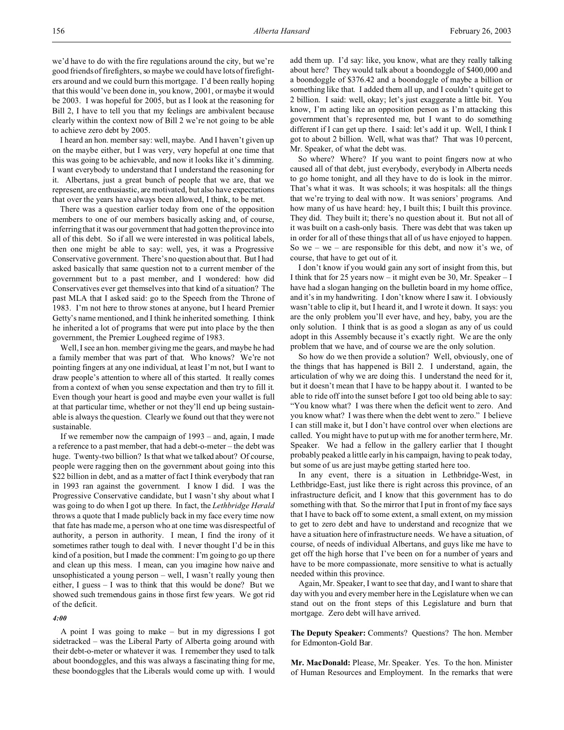we'd have to do with the fire regulations around the city, but we're good friends of firefighters, so maybe we could have lots of firefighters around and we could burn this mortgage. I'd been really hoping that this would've been done in, you know, 2001, or maybe it would be 2003. I was hopeful for 2005, but as I look at the reasoning for Bill 2, I have to tell you that my feelings are ambivalent because clearly within the context now of Bill 2 we're not going to be able to achieve zero debt by 2005.

I heard an hon. member say: well, maybe. And I haven't given up on the maybe either, but I was very, very hopeful at one time that this was going to be achievable, and now it looks like it's dimming. I want everybody to understand that I understand the reasoning for it. Albertans, just a great bunch of people that we are, that we represent, are enthusiastic, are motivated, but also have expectations that over the years have always been allowed, I think, to be met.

There was a question earlier today from one of the opposition members to one of our members basically asking and, of course, inferring that it was our government that had gotten the province into all of this debt. So if all we were interested in was political labels, then one might be able to say: well, yes, it was a Progressive Conservative government. There's no question about that. But I had asked basically that same question not to a current member of the government but to a past member, and I wondered: how did Conservatives ever get themselves into that kind of a situation? The past MLA that I asked said: go to the Speech from the Throne of 1983. I'm not here to throw stones at anyone, but I heard Premier Getty's name mentioned, and I think he inherited something. I think he inherited a lot of programs that were put into place by the then government, the Premier Lougheed regime of 1983.

Well, I see an hon. member giving me the gears, and maybe he had a family member that was part of that. Who knows? We're not pointing fingers at any one individual, at least I'm not, but I want to draw people's attention to where all of this started. It really comes from a context of when you sense expectation and then try to fill it. Even though your heart is good and maybe even your wallet is full at that particular time, whether or not they'll end up being sustainable is always the question. Clearly we found out that they were not sustainable.

If we remember now the campaign of 1993 – and, again, I made a reference to a past member, that had a debt-o-meter – the debt was huge. Twenty-two billion? Is that what we talked about? Of course, people were ragging then on the government about going into this $22 billion in debt, and as a matter of fact I think everybody that ran in 1993 ran against the government. I know I did. I was the Progressive Conservative candidate, but I wasn't shy about what I was going to do when I got up there. In fact, the *Lethbridge Herald* throws a quote that I made publicly back in my face every time now that fate has made me, a person who at one time was disrespectful of authority, a person in authority. I mean, I find the irony of it sometimes rather tough to deal with. I never thought I'd be in this kind of a position, but I made the comment: I'm going to go up there and clean up this mess. I mean, can you imagine how naive and unsophisticated a young person – well, I wasn't really young then either, I guess – I was to think that this would be done? But we showed such tremendous gains in those first few years. We got rid of the deficit.

*4:00*

A point I was going to make – but in my digressions I got sidetracked – was the Liberal Party of Alberta going around with their debt-o-meter or whatever it was. I remember they used to talk about boondoggles, and this was always a fascinating thing for me, these boondoggles that the Liberals would come up with. I would add them up. I'd say: like, you know, what are they really talking about here? They would talk about a boondoggle of $400,000 and a boondoggle of $376.42 and a boondoggle of maybe a billion or something like that. I added them all up, and I couldn't quite get to 2 billion. I said: well, okay; let's just exaggerate a little bit. You know, I'm acting like an opposition person as I'm attacking this government that's represented me, but I want to do something different if I can get up there. I said: let's add it up. Well, I think I got to about 2 billion. Well, what was that? That was 10 percent, Mr. Speaker, of what the debt was.

So where? Where? If you want to point fingers now at who caused all of that debt, just everybody, everybody in Alberta needs to go home tonight, and all they have to do is look in the mirror. That's what it was. It was schools; it was hospitals: all the things that we're trying to deal with now. It was seniors' programs. And how many of us have heard: hey, I built this; I built this province. They did. They built it; there's no question about it. But not all of it was built on a cash-only basis. There was debt that was taken up in order for all of these things that all of us have enjoyed to happen. So we – we – are responsible for this debt, and now it's we, of course, that have to get out of it.

I don't know if you would gain any sort of insight from this, but I think that for 25 years now – it might even be 30, Mr. Speaker – I have had a slogan hanging on the bulletin board in my home office, and it's in my handwriting. I don't know where I saw it. I obviously wasn't able to clip it, but I heard it, and I wrote it down. It says: you are the only problem you'll ever have, and hey, baby, you are the only solution. I think that is as good a slogan as any of us could adopt in this Assembly because it's exactly right. We are the only problem that we have, and of course we are the only solution.

So how do we then provide a solution? Well, obviously, one of the things that has happened is Bill 2. I understand, again, the articulation of why we are doing this. I understand the need for it, but it doesn't mean that I have to be happy about it. I wanted to be able to ride off into the sunset before I got too old being able to say: "You know what? I was there when the deficit went to zero. And you know what? I was there when the debt went to zero." I believe I can still make it, but I don't have control over when elections are called. You might have to put up with me for another term here, Mr. Speaker. We had a fellow in the gallery earlier that I thought probably peaked a little early in his campaign, having to peak today, but some of us are just maybe getting started here too.

In any event, there is a situation in Lethbridge-West, in Lethbridge-East, just like there is right across this province, of an infrastructure deficit, and I know that this government has to do something with that. So the mirror that I put in front of my face says that I have to back off to some extent, a small extent, on my mission to get to zero debt and have to understand and recognize that we have a situation here of infrastructure needs. We have a situation, of course, of needs of individual Albertans, and guys like me have to get off the high horse that I've been on for a number of years and have to be more compassionate, more sensitive to what is actually needed within this province.

Again, Mr. Speaker, I want to see that day, and I want to share that day with you and every member here in the Legislature when we can stand out on the front steps of this Legislature and burn that mortgage. Zero debt will have arrived.

**The Deputy Speaker:** Comments? Questions? The hon. Member for Edmonton-Gold Bar.

**Mr. MacDonald:** Please, Mr. Speaker. Yes. To the hon. Minister of Human Resources and Employment. In the remarks that were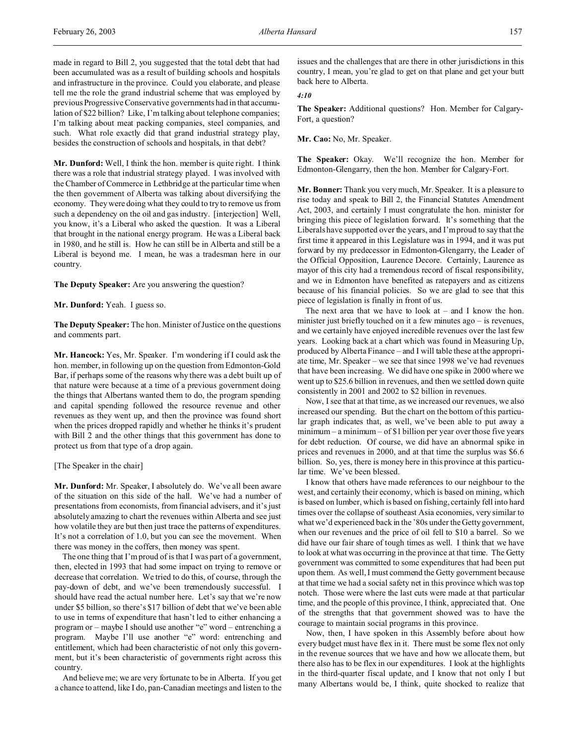made in regard to Bill 2, you suggested that the total debt that had been accumulated was as a result of building schools and hospitals and infrastructure in the province. Could you elaborate, and please tell me the role the grand industrial scheme that was employed by previous Progressive Conservative governments had in that accumulation of $22 billion? Like, I'm talking about telephone companies; I'm talking about meat packing companies, steel companies, and such. What role exactly did that grand industrial strategy play, besides the construction of schools and hospitals, in that debt?

**Mr. Dunford:** Well, I think the hon. member is quite right. I think there was a role that industrial strategy played. I was involved with the Chamber of Commerce in Lethbridge at the particular time when the then government of Alberta was talking about diversifying the economy. They were doing what they could to try to remove us from such a dependency on the oil and gas industry. [interjection] Well, you know, it's a Liberal who asked the question. It was a Liberal that brought in the national energy program. He was a Liberal back in 1980, and he still is. How he can still be in Alberta and still be a Liberal is beyond me. I mean, he was a tradesman here in our country.

**The Deputy Speaker:** Are you answering the question?

**Mr. Dunford:** Yeah. I guess so.

**The Deputy Speaker:** The hon. Minister of Justice on the questions and comments part.

**Mr. Hancock:** Yes, Mr. Speaker. I'm wondering if I could ask the hon. member, in following up on the question from Edmonton-Gold Bar, if perhaps some of the reasons why there was a debt built up of that nature were because at a time of a previous government doing the things that Albertans wanted them to do, the program spending and capital spending followed the resource revenue and other revenues as they went up, and then the province was found short when the prices dropped rapidly and whether he thinks it's prudent with Bill 2 and the other things that this government has done to protect us from that type of a drop again.

[The Speaker in the chair]

**Mr. Dunford:** Mr. Speaker, I absolutely do. We've all been aware of the situation on this side of the hall. We've had a number of presentations from economists, from financial advisers, and it's just absolutely amazing to chart the revenues within Alberta and see just how volatile they are but then just trace the patterns of expenditures. It's not a correlation of 1.0, but you can see the movement. When there was money in the coffers, then money was spent.

The one thing that I'm proud of is that I was part of a government, then, elected in 1993 that had some impact on trying to remove or decrease that correlation. We tried to do this, of course, through the pay-down of debt, and we've been tremendously successful. I should have read the actual number here. Let's say that we're now under $5 billion, so there's $17 billion of debt that we've been able to use in terms of expenditure that hasn't led to either enhancing a program or – maybe I should use another "e" word – entrenching a program. Maybe I'll use another "e" word: entrenching and entitlement, which had been characteristic of not only this government, but it's been characteristic of governments right across this country.

And believe me; we are very fortunate to be in Alberta. If you get a chance to attend, like I do, pan-Canadian meetings and listen to the issues and the challenges that are there in other jurisdictions in this country, I mean, you're glad to get on that plane and get your butt back here to Alberta.

*4:10*

**The Speaker:** Additional questions? Hon. Member for Calgary-Fort, a question?

**Mr. Cao:** No, Mr. Speaker.

**The Speaker:** Okay. We'll recognize the hon. Member for Edmonton-Glengarry, then the hon. Member for Calgary-Fort.

**Mr. Bonner:** Thank you very much, Mr. Speaker. It is a pleasure to rise today and speak to Bill 2, the Financial Statutes Amendment Act, 2003, and certainly I must congratulate the hon. minister for bringing this piece of legislation forward. It's something that the Liberals have supported over the years, and I'm proud to say that the first time it appeared in this Legislature was in 1994, and it was put forward by my predecessor in Edmonton-Glengarry, the Leader of the Official Opposition, Laurence Decore. Certainly, Laurence as mayor of this city had a tremendous record of fiscal responsibility, and we in Edmonton have benefited as ratepayers and as citizens because of his financial policies. So we are glad to see that this piece of legislation is finally in front of us.

The next area that we have to look at – and I know the hon. minister just briefly touched on it a few minutes ago – is revenues, and we certainly have enjoyed incredible revenues over the last few years. Looking back at a chart which was found in Measuring Up, produced by Alberta Finance – and I will table these at the appropriate time, Mr. Speaker – we see that since 1998 we've had revenues that have been increasing. We did have one spike in 2000 where we went up to $25.6 billion in revenues, and then we settled down quite consistently in 2001 and 2002 to $2 billion in revenues.

Now, I see that at that time, as we increased our revenues, we also increased our spending. But the chart on the bottom of this particular graph indicates that, as well, we've been able to put away a minimum – a minimum – of $1 billion per year over those five years for debt reduction. Of course, we did have an abnormal spike in prices and revenues in 2000, and at that time the surplus was $6.6 billion. So, yes, there is money here in this province at this particular time. We've been blessed.

I know that others have made references to our neighbour to the west, and certainly their economy, which is based on mining, which is based on lumber, which is based on fishing, certainly fell into hard times over the collapse of southeast Asia economies, very similar to what we'd experienced back in the '80s under the Getty government, when our revenues and the price of oil fell to $10 a barrel. So we did have our fair share of tough times as well. I think that we have to look at what was occurring in the province at that time. The Getty government was committed to some expenditures that had been put upon them. As well, I must commend the Getty government because at that time we had a social safety net in this province which was top notch. Those were where the last cuts were made at that particular time, and the people of this province, I think, appreciated that. One of the strengths that that government showed was to have the courage to maintain social programs in this province.

Now, then, I have spoken in this Assembly before about how every budget must have flex in it. There must be some flex not only in the revenue sources that we have and how we allocate them, but there also has to be flex in our expenditures. I look at the highlights in the third-quarter fiscal update, and I know that not only I but many Albertans would be, I think, quite shocked to realize that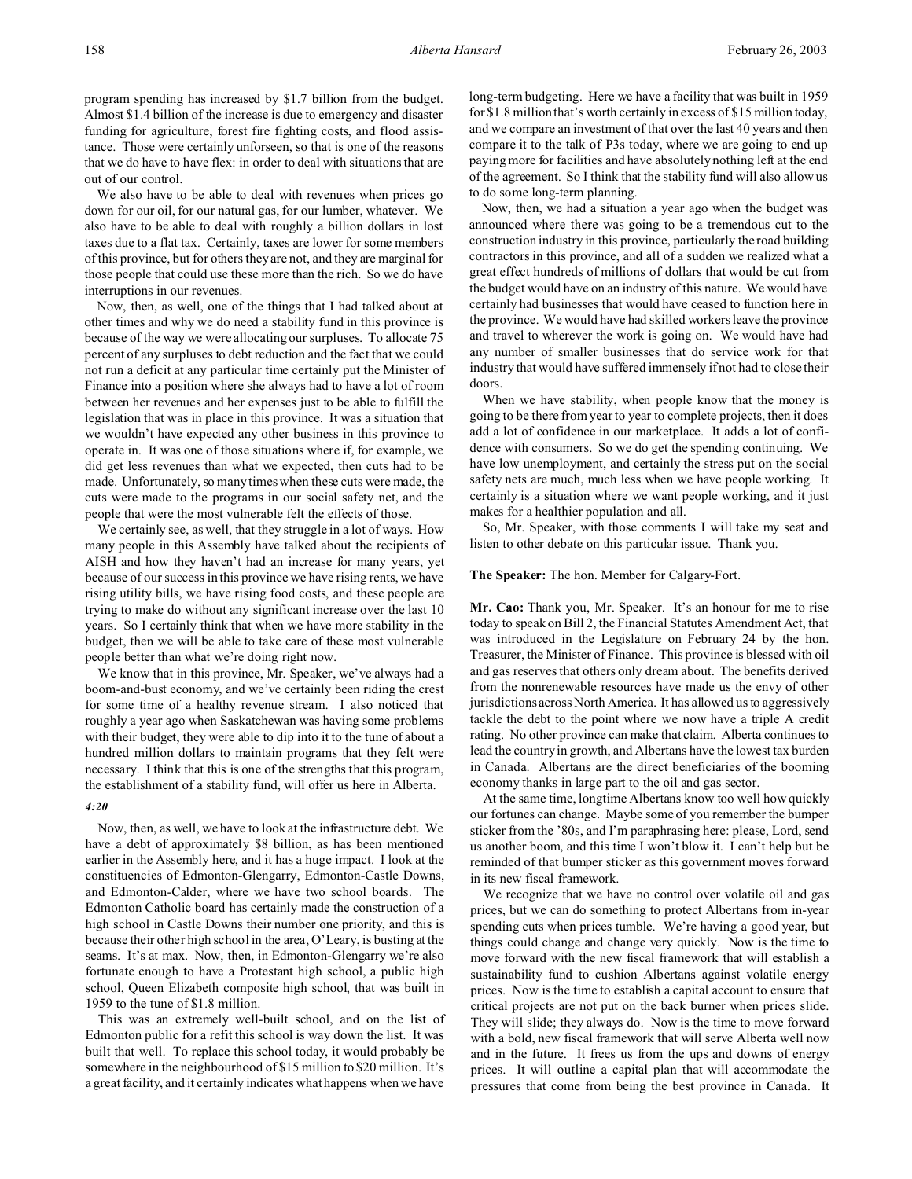program spending has increased by $1.7 billion from the budget. Almost $1.4 billion of the increase is due to emergency and disaster funding for agriculture, forest fire fighting costs, and flood assistance. Those were certainly unforseen, so that is one of the reasons that we do have to have flex: in order to deal with situations that are out of our control.

We also have to be able to deal with revenues when prices go down for our oil, for our natural gas, for our lumber, whatever. We also have to be able to deal with roughly a billion dollars in lost taxes due to a flat tax. Certainly, taxes are lower for some members of this province, but for others they are not, and they are marginal for those people that could use these more than the rich. So we do have interruptions in our revenues.

Now, then, as well, one of the things that I had talked about at other times and why we do need a stability fund in this province is because of the way we were allocating our surpluses. To allocate 75 percent of any surpluses to debt reduction and the fact that we could not run a deficit at any particular time certainly put the Minister of Finance into a position where she always had to have a lot of room between her revenues and her expenses just to be able to fulfill the legislation that was in place in this province. It was a situation that we wouldn't have expected any other business in this province to operate in. It was one of those situations where if, for example, we did get less revenues than what we expected, then cuts had to be made. Unfortunately, so many times when these cuts were made, the cuts were made to the programs in our social safety net, and the people that were the most vulnerable felt the effects of those.

We certainly see, as well, that they struggle in a lot of ways. How many people in this Assembly have talked about the recipients of AISH and how they haven't had an increase for many years, yet because of our success in this province we have rising rents, we have rising utility bills, we have rising food costs, and these people are trying to make do without any significant increase over the last 10 years. So I certainly think that when we have more stability in the budget, then we will be able to take care of these most vulnerable people better than what we're doing right now.

We know that in this province, Mr. Speaker, we've always had a boom-and-bust economy, and we've certainly been riding the crest for some time of a healthy revenue stream. I also noticed that roughly a year ago when Saskatchewan was having some problems with their budget, they were able to dip into it to the tune of about a hundred million dollars to maintain programs that they felt were necessary. I think that this is one of the strengths that this program, the establishment of a stability fund, will offer us here in Alberta.

*4:20*

Now, then, as well, we have to look at the infrastructure debt. We have a debt of approximately $8 billion, as has been mentioned earlier in the Assembly here, and it has a huge impact. I look at the constituencies of Edmonton-Glengarry, Edmonton-Castle Downs, and Edmonton-Calder, where we have two school boards. The Edmonton Catholic board has certainly made the construction of a high school in Castle Downs their number one priority, and this is because their other high school in the area, O'Leary, is busting at the seams. It's at max. Now, then, in Edmonton-Glengarry we're also fortunate enough to have a Protestant high school, a public high school, Queen Elizabeth composite high school, that was built in 1959 to the tune of $1.8 million.

This was an extremely well-built school, and on the list of Edmonton public for a refit this school is way down the list. It was built that well. To replace this school today, it would probably be somewhere in the neighbourhood of $15 million to $20 million. It's a great facility, and it certainly indicates what happens when we have long-term budgeting. Here we have a facility that was built in 1959 for $1.8 million that's worth certainly in excess of $15 million today, and we compare an investment of that over the last 40 years and then compare it to the talk of P3s today, where we are going to end up paying more for facilities and have absolutely nothing left at the end of the agreement. So I think that the stability fund will also allow us to do some long-term planning.

Now, then, we had a situation a year ago when the budget was announced where there was going to be a tremendous cut to the construction industry in this province, particularly the road building contractors in this province, and all of a sudden we realized what a great effect hundreds of millions of dollars that would be cut from the budget would have on an industry of this nature. We would have certainly had businesses that would have ceased to function here in the province. We would have had skilled workers leave the province and travel to wherever the work is going on. We would have had any number of smaller businesses that do service work for that industry that would have suffered immensely if not had to close their doors.

When we have stability, when people know that the money is going to be there from year to year to complete projects, then it does add a lot of confidence in our marketplace. It adds a lot of confidence with consumers. So we do get the spending continuing. We have low unemployment, and certainly the stress put on the social safety nets are much, much less when we have people working. It certainly is a situation where we want people working, and it just makes for a healthier population and all.

So, Mr. Speaker, with those comments I will take my seat and listen to other debate on this particular issue. Thank you.

**The Speaker:** The hon. Member for Calgary-Fort.

**Mr. Cao:** Thank you, Mr. Speaker. It's an honour for me to rise today to speak on Bill 2, the Financial Statutes Amendment Act, that was introduced in the Legislature on February 24 by the hon. Treasurer, the Minister of Finance. This province is blessed with oil and gas reserves that others only dream about. The benefits derived from the nonrenewable resources have made us the envy of other jurisdictions across North America. It has allowed us to aggressively tackle the debt to the point where we now have a triple A credit rating. No other province can make that claim. Alberta continues to lead the country in growth, and Albertans have the lowest tax burden in Canada. Albertans are the direct beneficiaries of the booming economy thanks in large part to the oil and gas sector.

At the same time, longtime Albertans know too well how quickly our fortunes can change. Maybe some of you remember the bumper sticker from the '80s, and I'm paraphrasing here: please, Lord, send us another boom, and this time I won't blow it. I can't help but be reminded of that bumper sticker as this government moves forward in its new fiscal framework.

We recognize that we have no control over volatile oil and gas prices, but we can do something to protect Albertans from in-year spending cuts when prices tumble. We're having a good year, but things could change and change very quickly. Now is the time to move forward with the new fiscal framework that will establish a sustainability fund to cushion Albertans against volatile energy prices. Now is the time to establish a capital account to ensure that critical projects are not put on the back burner when prices slide. They will slide; they always do. Now is the time to move forward with a bold, new fiscal framework that will serve Alberta well now and in the future. It frees us from the ups and downs of energy prices. It will outline a capital plan that will accommodate the pressures that come from being the best province in Canada. It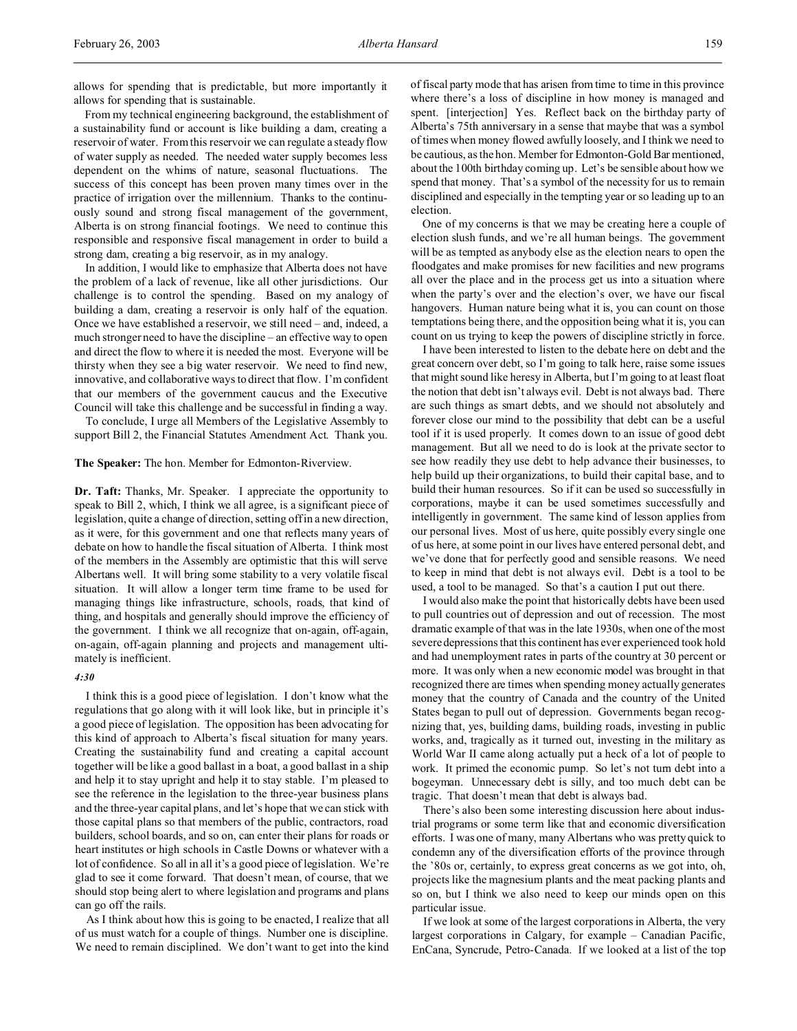allows for spending that is predictable, but more importantly it allows for spending that is sustainable.

From my technical engineering background, the establishment of a sustainability fund or account is like building a dam, creating a reservoir of water. From this reservoir we can regulate a steady flow of water supply as needed. The needed water supply becomes less dependent on the whims of nature, seasonal fluctuations. The success of this concept has been proven many times over in the practice of irrigation over the millennium. Thanks to the continuously sound and strong fiscal management of the government, Alberta is on strong financial footings. We need to continue this responsible and responsive fiscal management in order to build a strong dam, creating a big reservoir, as in my analogy.

In addition, I would like to emphasize that Alberta does not have the problem of a lack of revenue, like all other jurisdictions. Our challenge is to control the spending. Based on my analogy of building a dam, creating a reservoir is only half of the equation. Once we have established a reservoir, we still need – and, indeed, a much stronger need to have the discipline – an effective way to open and direct the flow to where it is needed the most. Everyone will be thirsty when they see a big water reservoir. We need to find new, innovative, and collaborative ways to direct that flow. I'm confident that our members of the government caucus and the Executive Council will take this challenge and be successful in finding a way.

To conclude, I urge all Members of the Legislative Assembly to support Bill 2, the Financial Statutes Amendment Act. Thank you.

**The Speaker:** The hon. Member for Edmonton-Riverview.

**Dr. Taft:** Thanks, Mr. Speaker. I appreciate the opportunity to speak to Bill 2, which, I think we all agree, is a significant piece of legislation, quite a change of direction, setting off in a new direction, as it were, for this government and one that reflects many years of debate on how to handle the fiscal situation of Alberta. I think most of the members in the Assembly are optimistic that this will serve Albertans well. It will bring some stability to a very volatile fiscal situation. It will allow a longer term time frame to be used for managing things like infrastructure, schools, roads, that kind of thing, and hospitals and generally should improve the efficiency of the government. I think we all recognize that on-again, off-again, on-again, off-again planning and projects and management ultimately is inefficient.

*4:30*

I think this is a good piece of legislation. I don't know what the regulations that go along with it will look like, but in principle it's a good piece of legislation. The opposition has been advocating for this kind of approach to Alberta's fiscal situation for many years. Creating the sustainability fund and creating a capital account together will be like a good ballast in a boat, a good ballast in a ship and help it to stay upright and help it to stay stable. I'm pleased to see the reference in the legislation to the three-year business plans and the three-year capital plans, and let's hope that we can stick with those capital plans so that members of the public, contractors, road builders, school boards, and so on, can enter their plans for roads or heart institutes or high schools in Castle Downs or whatever with a lot of confidence. So all in all it's a good piece of legislation. We're glad to see it come forward. That doesn't mean, of course, that we should stop being alert to where legislation and programs and plans can go off the rails.

As I think about how this is going to be enacted, I realize that all of us must watch for a couple of things. Number one is discipline. We need to remain disciplined. We don't want to get into the kind of fiscal party mode that has arisen from time to time in this province where there's a loss of discipline in how money is managed and spent. [interjection] Yes. Reflect back on the birthday party of Alberta's 75th anniversary in a sense that maybe that was a symbol of times when money flowed awfully loosely, and I think we need to be cautious, as the hon. Member for Edmonton-Gold Bar mentioned, about the 100th birthday coming up. Let's be sensible about how we spend that money. That's a symbol of the necessity for us to remain disciplined and especially in the tempting year or so leading up to an election.

One of my concerns is that we may be creating here a couple of election slush funds, and we're all human beings. The government will be as tempted as anybody else as the election nears to open the floodgates and make promises for new facilities and new programs all over the place and in the process get us into a situation where when the party's over and the election's over, we have our fiscal hangovers. Human nature being what it is, you can count on those temptations being there, and the opposition being what it is, you can count on us trying to keep the powers of discipline strictly in force.

I have been interested to listen to the debate here on debt and the great concern over debt, so I'm going to talk here, raise some issues that might sound like heresy in Alberta, but I'm going to at least float the notion that debt isn't always evil. Debt is not always bad. There are such things as smart debts, and we should not absolutely and forever close our mind to the possibility that debt can be a useful tool if it is used properly. It comes down to an issue of good debt management. But all we need to do is look at the private sector to see how readily they use debt to help advance their businesses, to help build up their organizations, to build their capital base, and to build their human resources. So if it can be used so successfully in corporations, maybe it can be used sometimes successfully and intelligently in government. The same kind of lesson applies from our personal lives. Most of us here, quite possibly every single one of us here, at some point in our lives have entered personal debt, and we've done that for perfectly good and sensible reasons. We need to keep in mind that debt is not always evil. Debt is a tool to be used, a tool to be managed. So that's a caution I put out there.

I would also make the point that historically debts have been used to pull countries out of depression and out of recession. The most dramatic example of that was in the late 1930s, when one of the most severe depressions that this continent has ever experienced took hold and had unemployment rates in parts of the country at 30 percent or more. It was only when a new economic model was brought in that recognized there are times when spending money actually generates money that the country of Canada and the country of the United States began to pull out of depression. Governments began recognizing that, yes, building dams, building roads, investing in public works, and, tragically as it turned out, investing in the military as World War II came along actually put a heck of a lot of people to work. It primed the economic pump. So let's not turn debt into a bogeyman. Unnecessary debt is silly, and too much debt can be tragic. That doesn't mean that debt is always bad.

There's also been some interesting discussion here about industrial programs or some term like that and economic diversification efforts. I was one of many, many Albertans who was pretty quick to condemn any of the diversification efforts of the province through the '80s or, certainly, to express great concerns as we got into, oh, projects like the magnesium plants and the meat packing plants and so on, but I think we also need to keep our minds open on this particular issue.

If we look at some of the largest corporations in Alberta, the very largest corporations in Calgary, for example – Canadian Pacific, EnCana, Syncrude, Petro-Canada. If we looked at a list of the top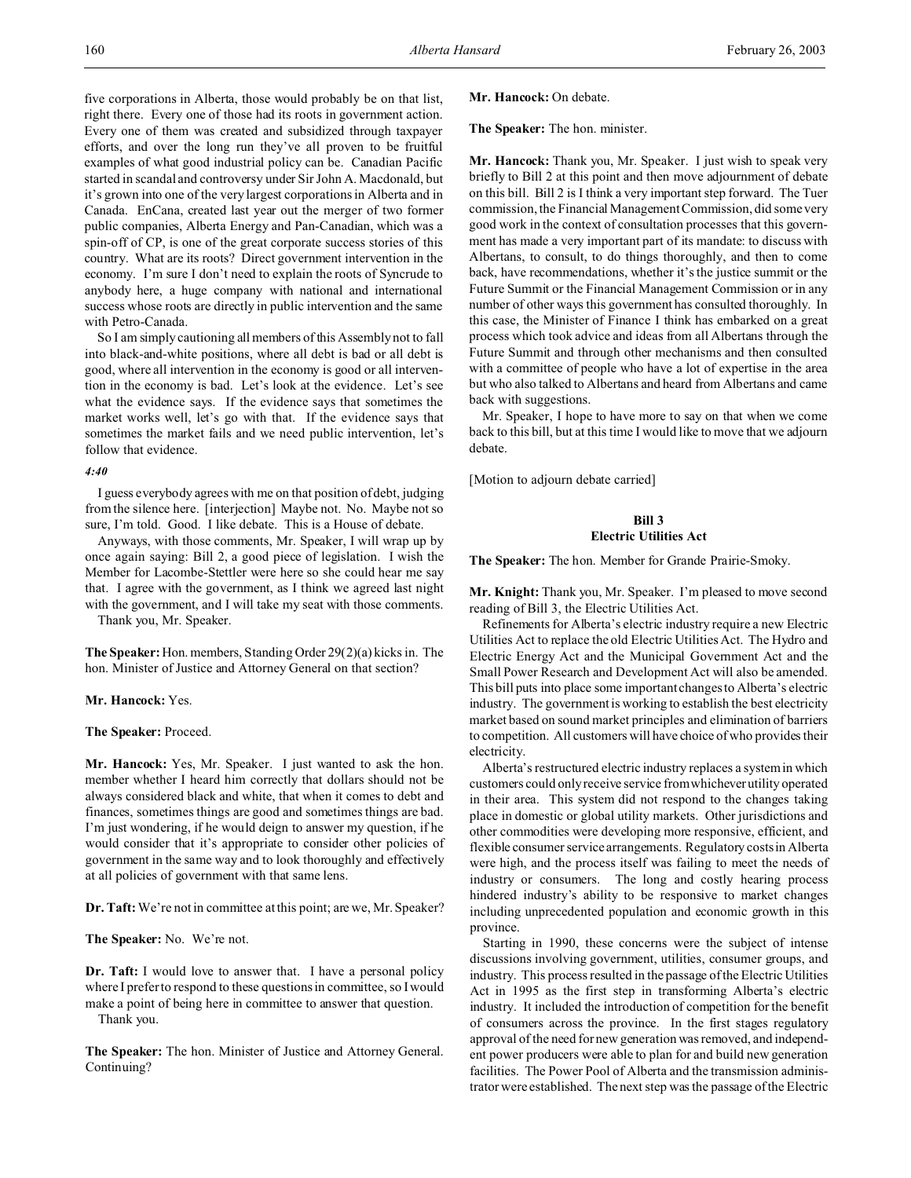five corporations in Alberta, those would probably be on that list, right there. Every one of those had its roots in government action. Every one of them was created and subsidized through taxpayer efforts, and over the long run they've all proven to be fruitful examples of what good industrial policy can be. Canadian Pacific started in scandal and controversy under Sir John A. Macdonald, but it's grown into one of the very largest corporations in Alberta and in Canada. EnCana, created last year out the merger of two former public companies, Alberta Energy and Pan-Canadian, which was a spin-off of CP, is one of the great corporate success stories of this country. What are its roots? Direct government intervention in the economy. I'm sure I don't need to explain the roots of Syncrude to anybody here, a huge company with national and international success whose roots are directly in public intervention and the same with Petro-Canada.

So I am simply cautioning all members of this Assembly not to fall into black-and-white positions, where all debt is bad or all debt is good, where all intervention in the economy is good or all intervention in the economy is bad. Let's look at the evidence. Let's see what the evidence says. If the evidence says that sometimes the market works well, let's go with that. If the evidence says that sometimes the market fails and we need public intervention, let's follow that evidence.

*4:40*

I guess everybody agrees with me on that position of debt, judging from the silence here. [interjection] Maybe not. No. Maybe not so sure, I'm told. Good. I like debate. This is a House of debate.

Anyways, with those comments, Mr. Speaker, I will wrap up by once again saying: Bill 2, a good piece of legislation. I wish the Member for Lacombe-Stettler were here so she could hear me say that. I agree with the government, as I think we agreed last night with the government, and I will take my seat with those comments.

Thank you, Mr. Speaker.

**The Speaker:** Hon. members, Standing Order 29(2)(a) kicks in. The hon. Minister of Justice and Attorney General on that section?

**Mr. Hancock:** Yes.

**The Speaker:** Proceed.

**Mr. Hancock:** Yes, Mr. Speaker. I just wanted to ask the hon. member whether I heard him correctly that dollars should not be always considered black and white, that when it comes to debt and finances, sometimes things are good and sometimes things are bad. I'm just wondering, if he would deign to answer my question, if he would consider that it's appropriate to consider other policies of government in the same way and to look thoroughly and effectively at all policies of government with that same lens.

**Dr. Taft:** We're not in committee at this point; are we, Mr. Speaker?

**The Speaker:** No. We're not.

**Dr. Taft:** I would love to answer that. I have a personal policy where I prefer to respond to these questions in committee, so I would make a point of being here in committee to answer that question.

Thank you.

**The Speaker:** The hon. Minister of Justice and Attorney General. Continuing?

**Mr. Hancock:** On debate.

**The Speaker:** The hon. minister.

**Mr. Hancock:** Thank you, Mr. Speaker. I just wish to speak very briefly to Bill 2 at this point and then move adjournment of debate on this bill. Bill 2 is I think a very important step forward. The Tuer commission, the Financial Management Commission, did some very good work in the context of consultation processes that this government has made a very important part of its mandate: to discuss with Albertans, to consult, to do things thoroughly, and then to come back, have recommendations, whether it's the justice summit or the Future Summit or the Financial Management Commission or in any number of other ways this government has consulted thoroughly. In this case, the Minister of Finance I think has embarked on a great process which took advice and ideas from all Albertans through the Future Summit and through other mechanisms and then consulted with a committee of people who have a lot of expertise in the area but who also talked to Albertans and heard from Albertans and came back with suggestions.

Mr. Speaker, I hope to have more to say on that when we come back to this bill, but at this time I would like to move that we adjourn debate.

[Motion to adjourn debate carried]

## Bill 3
## Electric Utilities Act

**The Speaker:** The hon. Member for Grande Prairie-Smoky.

**Mr. Knight:** Thank you, Mr. Speaker. I'm pleased to move second reading of Bill 3, the Electric Utilities Act.

Refinements for Alberta's electric industry require a new Electric Utilities Act to replace the old Electric Utilities Act. The Hydro and Electric Energy Act and the Municipal Government Act and the Small Power Research and Development Act will also be amended. This bill puts into place some important changes to Alberta's electric industry. The government is working to establish the best electricity market based on sound market principles and elimination of barriers to competition. All customers will have choice of who provides their electricity.

Alberta's restructured electric industry replaces a system in which customers could only receive service from whichever utility operated in their area. This system did not respond to the changes taking place in domestic or global utility markets. Other jurisdictions and other commodities were developing more responsive, efficient, and flexible consumer service arrangements. Regulatory costs in Alberta were high, and the process itself was failing to meet the needs of industry or consumers. The long and costly hearing process hindered industry's ability to be responsive to market changes including unprecedented population and economic growth in this province.

Starting in 1990, these concerns were the subject of intense discussions involving government, utilities, consumer groups, and industry. This process resulted in the passage of the Electric Utilities Act in 1995 as the first step in transforming Alberta's electric industry. It included the introduction of competition for the benefit of consumers across the province. In the first stages regulatory approval of the need for new generation was removed, and independent power producers were able to plan for and build new generation facilities. The Power Pool of Alberta and the transmission administrator were established. The next step was the passage of the Electric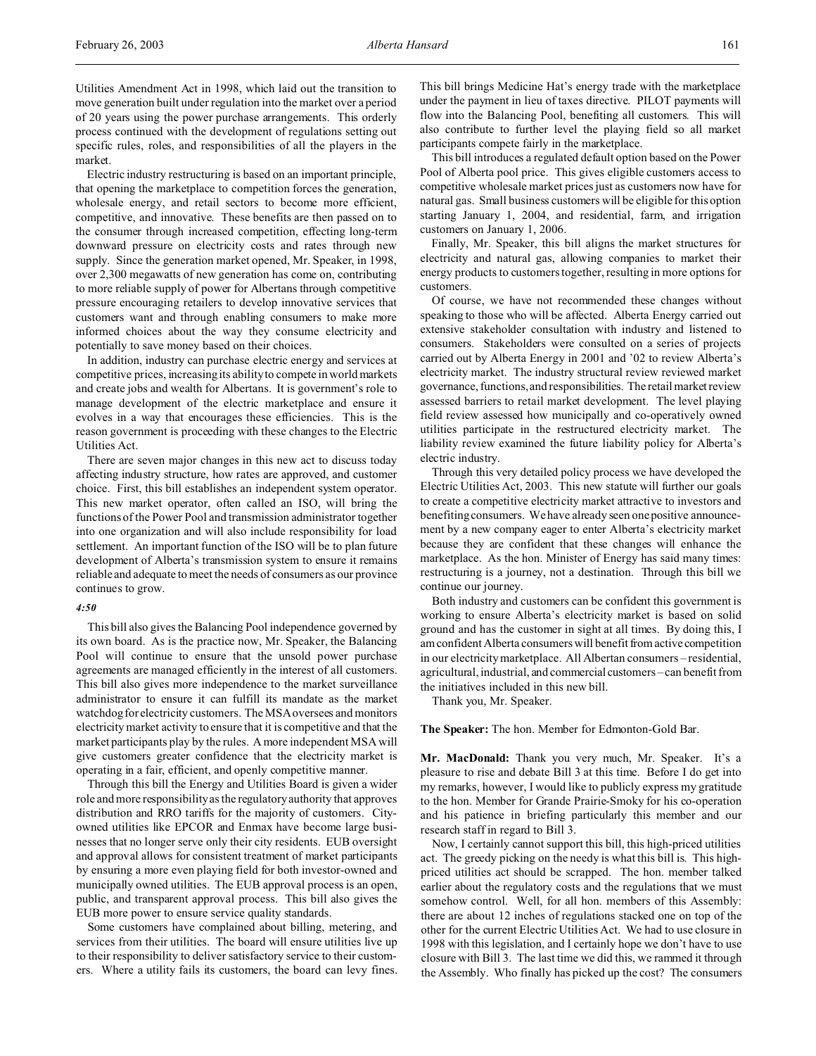Utilities Amendment Act in 1998, which laid out the transition to move generation built under regulation into the market over a period of 20 years using the power purchase arrangements. This orderly process continued with the development of regulations setting out specific rules, roles, and responsibilities of all the players in the market.

Electric industry restructuring is based on an important principle, that opening the marketplace to competition forces the generation, wholesale energy, and retail sectors to become more efficient, competitive, and innovative. These benefits are then passed on to the consumer through increased competition, effecting long-term downward pressure on electricity costs and rates through new supply. Since the generation market opened, Mr. Speaker, in 1998, over 2,300 megawatts of new generation has come on, contributing to more reliable supply of power for Albertans through competitive pressure encouraging retailers to develop innovative services that customers want and through enabling consumers to make more informed choices about the way they consume electricity and potentially to save money based on their choices.

In addition, industry can purchase electric energy and services at competitive prices, increasing its ability to compete in world markets and create jobs and wealth for Albertans. It is government's role to manage development of the electric marketplace and ensure it evolves in a way that encourages these efficiencies. This is the reason government is proceeding with these changes to the Electric Utilities Act.

There are seven major changes in this new act to discuss today affecting industry structure, how rates are approved, and customer choice. First, this bill establishes an independent system operator. This new market operator, often called an ISO, will bring the functions of the Power Pool and transmission administrator together into one organization and will also include responsibility for load settlement. An important function of the ISO will be to plan future development of Alberta's transmission system to ensure it remains reliable and adequate to meet the needs of consumers as our province continues to grow.

*4:50*

This bill also gives the Balancing Pool independence governed by its own board. As is the practice now, Mr. Speaker, the Balancing Pool will continue to ensure that the unsold power purchase agreements are managed efficiently in the interest of all customers. This bill also gives more independence to the market surveillance administrator to ensure it can fulfill its mandate as the market watchdog for electricity customers. The MSA oversees and monitors electricity market activity to ensure that it is competitive and that the market participants play by the rules. A more independent MSA will give customers greater confidence that the electricity market is operating in a fair, efficient, and openly competitive manner.

Through this bill the Energy and Utilities Board is given a wider role and more responsibility as the regulatory authority that approves distribution and RRO tariffs for the majority of customers. City-owned utilities like EPCOR and Enmax have become large businesses that no longer serve only their city residents. EUB oversight and approval allows for consistent treatment of market participants by ensuring a more even playing field for both investor-owned and municipally owned utilities. The EUB approval process is an open, public, and transparent approval process. This bill also gives the EUB more power to ensure service quality standards.

Some customers have complained about billing, metering, and services from their utilities. The board will ensure utilities live up to their responsibility to deliver satisfactory service to their customers. Where a utility fails its customers, the board can levy fines. This bill brings Medicine Hat's energy trade with the marketplace under the payment in lieu of taxes directive. PILOT payments will flow into the Balancing Pool, benefiting all customers. This will also contribute to further level the playing field so all market participants compete fairly in the marketplace.

This bill introduces a regulated default option based on the Power Pool of Alberta pool price. This gives eligible customers access to competitive wholesale market prices just as customers now have for natural gas. Small business customers will be eligible for this option starting January 1, 2004, and residential, farm, and irrigation customers on January 1, 2006.

Finally, Mr. Speaker, this bill aligns the market structures for electricity and natural gas, allowing companies to market their energy products to customers together, resulting in more options for customers.

Of course, we have not recommended these changes without speaking to those who will be affected. Alberta Energy carried out extensive stakeholder consultation with industry and listened to consumers. Stakeholders were consulted on a series of projects carried out by Alberta Energy in 2001 and '02 to review Alberta's electricity market. The industry structural review reviewed market governance, functions, and responsibilities. The retail market review assessed barriers to retail market development. The level playing field review assessed how municipally and co-operatively owned utilities participate in the restructured electricity market. The liability review examined the future liability policy for Alberta's electric industry.

Through this very detailed policy process we have developed the Electric Utilities Act, 2003. This new statute will further our goals to create a competitive electricity market attractive to investors and benefiting consumers. We have already seen one positive announcement by a new company eager to enter Alberta's electricity market because they are confident that these changes will enhance the marketplace. As the hon. Minister of Energy has said many times: restructuring is a journey, not a destination. Through this bill we continue our journey.

Both industry and customers can be confident this government is working to ensure Alberta's electricity market is based on solid ground and has the customer in sight at all times. By doing this, I am confident Alberta consumers will benefit from active competition in our electricity marketplace. All Albertan consumers – residential, agricultural, industrial, and commercial customers – can benefit from the initiatives included in this new bill.

Thank you, Mr. Speaker.

**The Speaker:** The hon. Member for Edmonton-Gold Bar.

**Mr. MacDonald:** Thank you very much, Mr. Speaker. It's a pleasure to rise and debate Bill 3 at this time. Before I do get into my remarks, however, I would like to publicly express my gratitude to the hon. Member for Grande Prairie-Smoky for his co-operation and his patience in briefing particularly this member and our research staff in regard to Bill 3.

Now, I certainly cannot support this bill, this high-priced utilities act. The greedy picking on the needy is what this bill is. This high-priced utilities act should be scrapped. The hon. member talked earlier about the regulatory costs and the regulations that we must somehow control. Well, for all hon. members of this Assembly: there are about 12 inches of regulations stacked one on top of the other for the current Electric Utilities Act. We had to use closure in 1998 with this legislation, and I certainly hope we don't have to use closure with Bill 3. The last time we did this, we rammed it through the Assembly. Who finally has picked up the cost? The consumers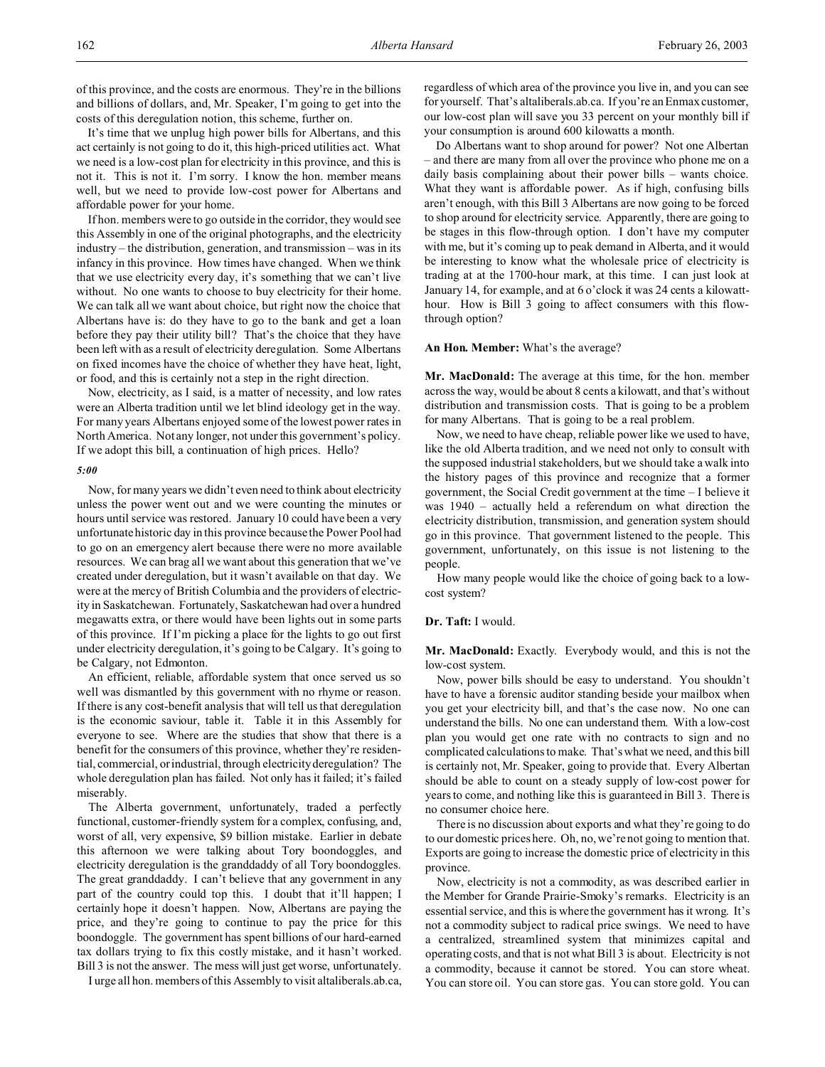of this province, and the costs are enormous. They're in the billions and billions of dollars, and, Mr. Speaker, I'm going to get into the costs of this deregulation notion, this scheme, further on.

It's time that we unplug high power bills for Albertans, and this act certainly is not going to do it, this high-priced utilities act. What we need is a low-cost plan for electricity in this province, and this is not it. This is not it. I'm sorry. I know the hon. member means well, but we need to provide low-cost power for Albertans and affordable power for your home.

If hon. members were to go outside in the corridor, they would see this Assembly in one of the original photographs, and the electricity industry – the distribution, generation, and transmission – was in its infancy in this province. How times have changed. When we think that we use electricity every day, it's something that we can't live without. No one wants to choose to buy electricity for their home. We can talk all we want about choice, but right now the choice that Albertans have is: do they have to go to the bank and get a loan before they pay their utility bill? That's the choice that they have been left with as a result of electricity deregulation. Some Albertans on fixed incomes have the choice of whether they have heat, light, or food, and this is certainly not a step in the right direction.

Now, electricity, as I said, is a matter of necessity, and low rates were an Alberta tradition until we let blind ideology get in the way. For many years Albertans enjoyed some of the lowest power rates in North America. Not any longer, not under this government's policy. If we adopt this bill, a continuation of high prices. Hello?

*5:00*

Now, for many years we didn't even need to think about electricity unless the power went out and we were counting the minutes or hours until service was restored. January 10 could have been a very unfortunate historic day in this province because the Power Pool had to go on an emergency alert because there were no more available resources. We can brag all we want about this generation that we've created under deregulation, but it wasn't available on that day. We were at the mercy of British Columbia and the providers of electricity in Saskatchewan. Fortunately, Saskatchewan had over a hundred megawatts extra, or there would have been lights out in some parts of this province. If I'm picking a place for the lights to go out first under electricity deregulation, it's going to be Calgary. It's going to be Calgary, not Edmonton.

An efficient, reliable, affordable system that once served us so well was dismantled by this government with no rhyme or reason. If there is any cost-benefit analysis that will tell us that deregulation is the economic saviour, table it. Table it in this Assembly for everyone to see. Where are the studies that show that there is a benefit for the consumers of this province, whether they're residential, commercial, or industrial, through electricity deregulation? The whole deregulation plan has failed. Not only has it failed; it's failed miserably.

The Alberta government, unfortunately, traded a perfectly functional, customer-friendly system for a complex, confusing, and, worst of all, very expensive, $9 billion mistake. Earlier in debate this afternoon we were talking about Tory boondoggles, and electricity deregulation is the granddaddy of all Tory boondoggles. The great granddaddy. I can't believe that any government in any part of the country could top this. I doubt that it'll happen; I certainly hope it doesn't happen. Now, Albertans are paying the price, and they're going to continue to pay the price for this boondoggle. The government has spent billions of our hard-earned tax dollars trying to fix this costly mistake, and it hasn't worked. Bill 3 is not the answer. The mess will just get worse, unfortunately.

I urge all hon. members of this Assembly to visit altaliberals.ab.ca, regardless of which area of the province you live in, and you can see for yourself. That's altaliberals.ab.ca. If you're an Enmax customer, our low-cost plan will save you 33 percent on your monthly bill if your consumption is around 600 kilowatts a month.

Do Albertans want to shop around for power? Not one Albertan – and there are many from all over the province who phone me on a daily basis complaining about their power bills – wants choice. What they want is affordable power. As if high, confusing bills aren't enough, with this Bill 3 Albertans are now going to be forced to shop around for electricity service. Apparently, there are going to be stages in this flow-through option. I don't have my computer with me, but it's coming up to peak demand in Alberta, and it would be interesting to know what the wholesale price of electricity is trading at at the 1700-hour mark, at this time. I can just look at January 14, for example, and at 6 o'clock it was 24 cents a kilowatt-hour. How is Bill 3 going to affect consumers with this flow-through option?

**An Hon. Member:** What's the average?

**Mr. MacDonald:** The average at this time, for the hon. member across the way, would be about 8 cents a kilowatt, and that's without distribution and transmission costs. That is going to be a problem for many Albertans. That is going to be a real problem.

Now, we need to have cheap, reliable power like we used to have, like the old Alberta tradition, and we need not only to consult with the supposed industrial stakeholders, but we should take a walk into the history pages of this province and recognize that a former government, the Social Credit government at the time – I believe it was 1940 – actually held a referendum on what direction the electricity distribution, transmission, and generation system should go in this province. That government listened to the people. This government, unfortunately, on this issue is not listening to the people.

How many people would like the choice of going back to a low-cost system?

**Dr. Taft:** I would.

**Mr. MacDonald:** Exactly. Everybody would, and this is not the low-cost system.

Now, power bills should be easy to understand. You shouldn't have to have a forensic auditor standing beside your mailbox when you get your electricity bill, and that's the case now. No one can understand the bills. No one can understand them. With a low-cost plan you would get one rate with no contracts to sign and no complicated calculations to make. That's what we need, and this bill is certainly not, Mr. Speaker, going to provide that. Every Albertan should be able to count on a steady supply of low-cost power for years to come, and nothing like this is guaranteed in Bill 3. There is no consumer choice here.

There is no discussion about exports and what they're going to do to our domestic prices here. Oh, no, we're not going to mention that. Exports are going to increase the domestic price of electricity in this province.

Now, electricity is not a commodity, as was described earlier in the Member for Grande Prairie-Smoky's remarks. Electricity is an essential service, and this is where the government has it wrong. It's not a commodity subject to radical price swings. We need to have a centralized, streamlined system that minimizes capital and operating costs, and that is not what Bill 3 is about. Electricity is not a commodity, because it cannot be stored. You can store wheat. You can store oil. You can store gas. You can store gold. You can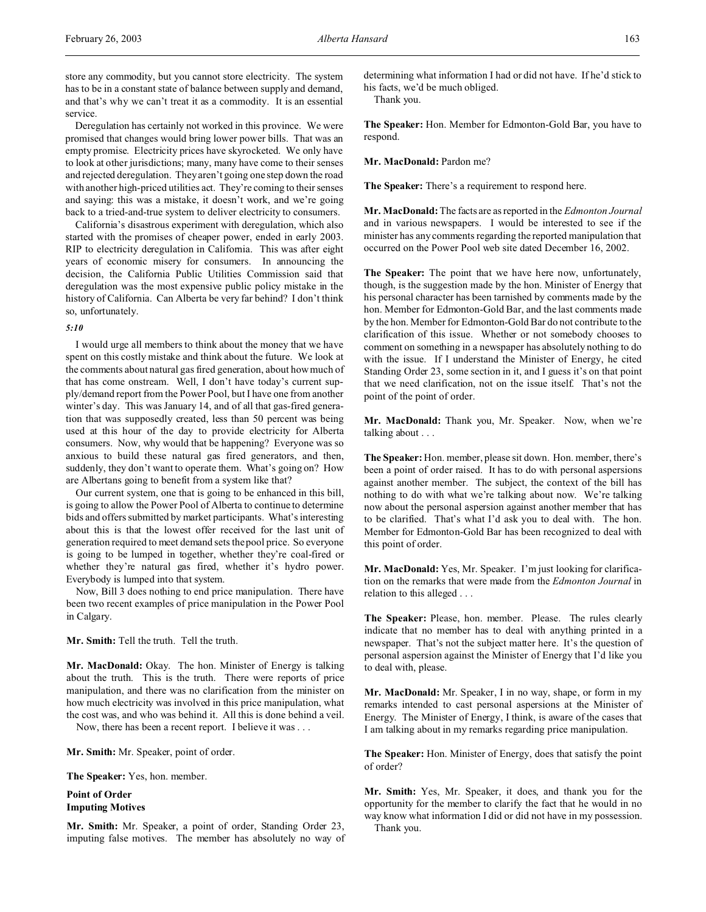store any commodity, but you cannot store electricity. The system has to be in a constant state of balance between supply and demand, and that's why we can't treat it as a commodity. It is an essential service.

Deregulation has certainly not worked in this province. We were promised that changes would bring lower power bills. That was an empty promise. Electricity prices have skyrocketed. We only have to look at other jurisdictions; many, many have come to their senses and rejected deregulation. They aren't going one step down the road with another high-priced utilities act. They're coming to their senses and saying: this was a mistake, it doesn't work, and we're going back to a tried-and-true system to deliver electricity to consumers.

California's disastrous experiment with deregulation, which also started with the promises of cheaper power, ended in early 2003. RIP to electricity deregulation in California. This was after eight years of economic misery for consumers. In announcing the decision, the California Public Utilities Commission said that deregulation was the most expensive public policy mistake in the history of California. Can Alberta be very far behind? I don't think so, unfortunately.

*5:10*

I would urge all members to think about the money that we have spent on this costly mistake and think about the future. We look at the comments about natural gas fired generation, about how much of that has come onstream. Well, I don't have today's current supply/demand report from the Power Pool, but I have one from another winter's day. This was January 14, and of all that gas-fired generation that was supposedly created, less than 50 percent was being used at this hour of the day to provide electricity for Alberta consumers. Now, why would that be happening? Everyone was so anxious to build these natural gas fired generators, and then, suddenly, they don't want to operate them. What's going on? How are Albertans going to benefit from a system like that?

Our current system, one that is going to be enhanced in this bill, is going to allow the Power Pool of Alberta to continue to determine bids and offers submitted by market participants. What's interesting about this is that the lowest offer received for the last unit of generation required to meet demand sets the pool price. So everyone is going to be lumped in together, whether they're coal-fired or whether they're natural gas fired, whether it's hydro power. Everybody is lumped into that system.

Now, Bill 3 does nothing to end price manipulation. There have been two recent examples of price manipulation in the Power Pool in Calgary.

**Mr. Smith:** Tell the truth. Tell the truth.

**Mr. MacDonald:** Okay. The hon. Minister of Energy is talking about the truth. This is the truth. There were reports of price manipulation, and there was no clarification from the minister on how much electricity was involved in this price manipulation, what the cost was, and who was behind it. All this is done behind a veil.

Now, there has been a recent report. I believe it was . . .

**Mr. Smith:** Mr. Speaker, point of order.

**The Speaker:** Yes, hon. member.

**Point of Order**
**Imputing Motives**

**Mr. Smith:** Mr. Speaker, a point of order, Standing Order 23, imputing false motives. The member has absolutely no way of determining what information I had or did not have. If he'd stick to his facts, we'd be much obliged.

Thank you.

**The Speaker:** Hon. Member for Edmonton-Gold Bar, you have to respond.

**Mr. MacDonald:** Pardon me?

**The Speaker:** There's a requirement to respond here.

**Mr. MacDonald:** The facts are as reported in the *Edmonton Journal* and in various newspapers. I would be interested to see if the minister has any comments regarding the reported manipulation that occurred on the Power Pool web site dated December 16, 2002.

**The Speaker:** The point that we have here now, unfortunately, though, is the suggestion made by the hon. Minister of Energy that his personal character has been tarnished by comments made by the hon. Member for Edmonton-Gold Bar, and the last comments made by the hon. Member for Edmonton-Gold Bar do not contribute to the clarification of this issue. Whether or not somebody chooses to comment on something in a newspaper has absolutely nothing to do with the issue. If I understand the Minister of Energy, he cited Standing Order 23, some section in it, and I guess it's on that point that we need clarification, not on the issue itself. That's not the point of the point of order.

**Mr. MacDonald:** Thank you, Mr. Speaker. Now, when we're talking about . . .

**The Speaker:** Hon. member, please sit down. Hon. member, there's been a point of order raised. It has to do with personal aspersions against another member. The subject, the context of the bill has nothing to do with what we're talking about now. We're talking now about the personal aspersion against another member that has to be clarified. That's what I'd ask you to deal with. The hon. Member for Edmonton-Gold Bar has been recognized to deal with this point of order.

**Mr. MacDonald:** Yes, Mr. Speaker. I'm just looking for clarification on the remarks that were made from the *Edmonton Journal* in relation to this alleged . . .

**The Speaker:** Please, hon. member. Please. The rules clearly indicate that no member has to deal with anything printed in a newspaper. That's not the subject matter here. It's the question of personal aspersion against the Minister of Energy that I'd like you to deal with, please.

**Mr. MacDonald:** Mr. Speaker, I in no way, shape, or form in my remarks intended to cast personal aspersions at the Minister of Energy. The Minister of Energy, I think, is aware of the cases that I am talking about in my remarks regarding price manipulation.

**The Speaker:** Hon. Minister of Energy, does that satisfy the point of order?

**Mr. Smith:** Yes, Mr. Speaker, it does, and thank you for the opportunity for the member to clarify the fact that he would in no way know what information I did or did not have in my possession.

Thank you.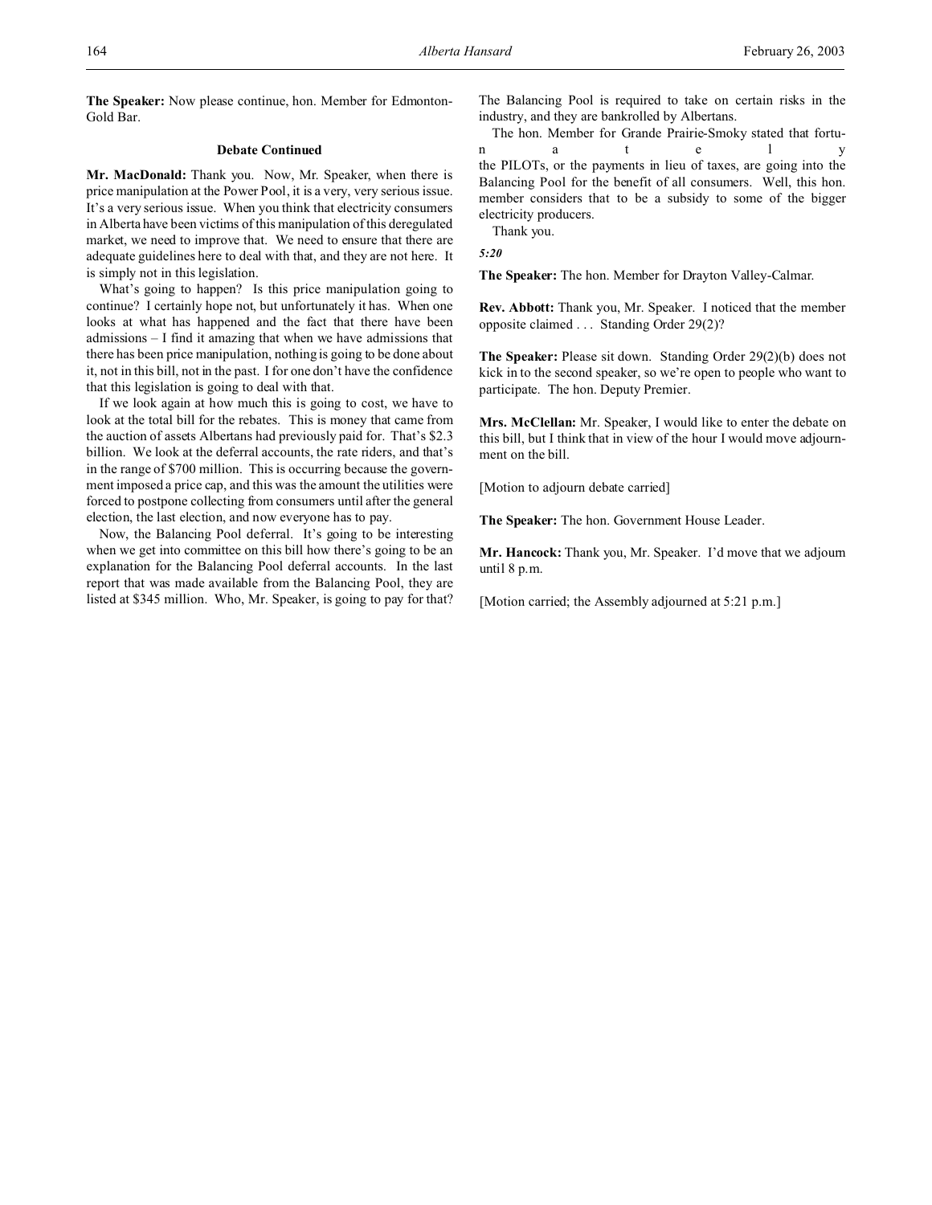**The Speaker:** Now please continue, hon. Member for Edmonton-Gold Bar.

### Debate Continued

**Mr. MacDonald:** Thank you. Now, Mr. Speaker, when there is price manipulation at the Power Pool, it is a very, very serious issue. It's a very serious issue. When you think that electricity consumers in Alberta have been victims of this manipulation of this deregulated market, we need to improve that. We need to ensure that there are adequate guidelines here to deal with that, and they are not here. It is simply not in this legislation.

What's going to happen? Is this price manipulation going to continue? I certainly hope not, but unfortunately it has. When one looks at what has happened and the fact that there have been admissions – I find it amazing that when we have admissions that there has been price manipulation, nothing is going to be done about it, not in this bill, not in the past. I for one don't have the confidence that this legislation is going to deal with that.

If we look again at how much this is going to cost, we have to look at the total bill for the rebates. This is money that came from the auction of assets Albertans had previously paid for. That's $2.3 billion. We look at the deferral accounts, the rate riders, and that's in the range of $700 million. This is occurring because the government imposed a price cap, and this was the amount the utilities were forced to postpone collecting from consumers until after the general election, the last election, and now everyone has to pay.

Now, the Balancing Pool deferral. It's going to be interesting when we get into committee on this bill how there's going to be an explanation for the Balancing Pool deferral accounts. In the last report that was made available from the Balancing Pool, they are listed at $345 million. Who, Mr. Speaker, is going to pay for that? The Balancing Pool is required to take on certain risks in the industry, and they are bankrolled by Albertans.

The hon. Member for Grande Prairie-Smoky stated that fortunately the PILOTs, or the payments in lieu of taxes, are going into the Balancing Pool for the benefit of all consumers. Well, this hon. member considers that to be a subsidy to some of the bigger electricity producers.

Thank you.

*5:20*

**The Speaker:** The hon. Member for Drayton Valley-Calmar.

**Rev. Abbott:** Thank you, Mr. Speaker. I noticed that the member opposite claimed . . . Standing Order 29(2)?

**The Speaker:** Please sit down. Standing Order 29(2)(b) does not kick in to the second speaker, so we're open to people who want to participate. The hon. Deputy Premier.

**Mrs. McClellan:** Mr. Speaker, I would like to enter the debate on this bill, but I think that in view of the hour I would move adjournment on the bill.

[Motion to adjourn debate carried]

**The Speaker:** The hon. Government House Leader.

**Mr. Hancock:** Thank you, Mr. Speaker. I'd move that we adjourn until 8 p.m.

[Motion carried; the Assembly adjourned at 5:21 p.m.]